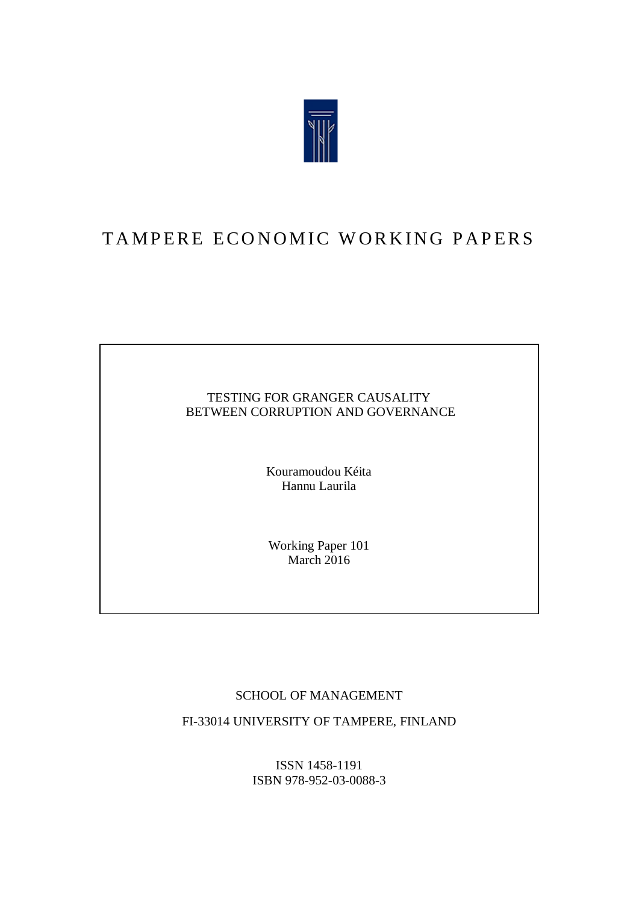# TAMPERE ECONOMIC WORKING PAPERS

TESTING FOR GRANGER CAUSALITY
BETWEEN CORRUPTION AND GOVERNANCE

Kouramoudou Kéita
Hannu Laurila

Working Paper 101
March 2016

SCHOOL OF MANAGEMENT

FI-33014 UNIVERSITY OF TAMPERE, FINLAND

ISSN 1458-1191
ISBN 978-952-03-0088-3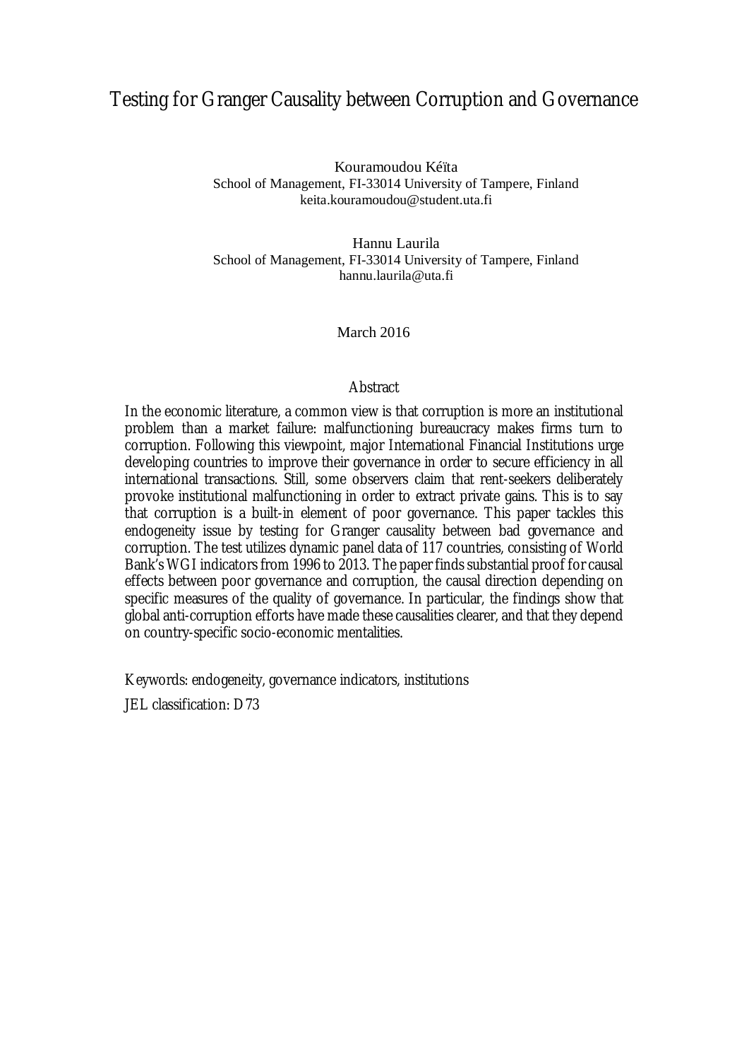# Testing for Granger Causality between Corruption and Governance

Kouramoudou Kéïta
School of Management, FI-33014 University of Tampere, Finland
keita.kouramoudou@student.uta.fi

Hannu Laurila
School of Management, FI-33014 University of Tampere, Finland
hannu.laurila@uta.fi

March 2016

## Abstract

In the economic literature, a common view is that corruption is more an institutional problem than a market failure: malfunctioning bureaucracy makes firms turn to corruption. Following this viewpoint, major International Financial Institutions urge developing countries to improve their governance in order to secure efficiency in all international transactions. Still, some observers claim that rent-seekers deliberately provoke institutional malfunctioning in order to extract private gains. This is to say that corruption is a built-in element of poor governance. This paper tackles this endogeneity issue by testing for Granger causality between bad governance and corruption. The test utilizes dynamic panel data of 117 countries, consisting of World Bank's WGI indicators from 1996 to 2013. The paper finds substantial proof for causal effects between poor governance and corruption, the causal direction depending on specific measures of the quality of governance. In particular, the findings show that global anti-corruption efforts have made these causalities clearer, and that they depend on country-specific socio-economic mentalities.

Keywords: endogeneity, governance indicators, institutions

JEL classification: D73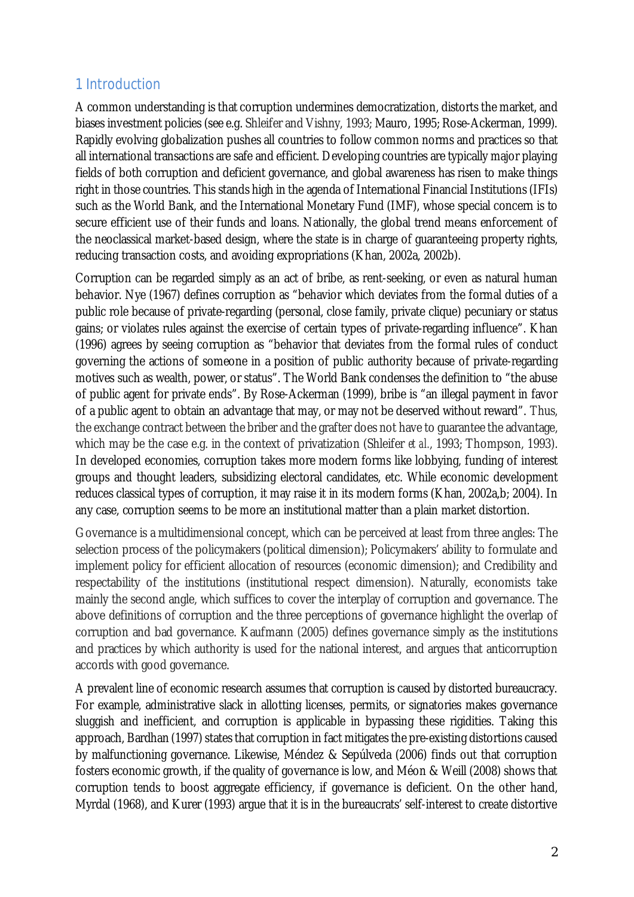## 1 Introduction

A common understanding is that corruption undermines democratization, distorts the market, and biases investment policies (see e.g. Shleifer and Vishny, 1993; Mauro, 1995; Rose-Ackerman, 1999). Rapidly evolving globalization pushes all countries to follow common norms and practices so that all international transactions are safe and efficient. Developing countries are typically major playing fields of both corruption and deficient governance, and global awareness has risen to make things right in those countries. This stands high in the agenda of International Financial Institutions (IFIs) such as the World Bank, and the International Monetary Fund (IMF), whose special concern is to secure efficient use of their funds and loans. Nationally, the global trend means enforcement of the neoclassical market-based design, where the state is in charge of guaranteeing property rights, reducing transaction costs, and avoiding expropriations (Khan, 2002a, 2002b).

Corruption can be regarded simply as an act of bribe, as rent-seeking, or even as natural human behavior. Nye (1967) defines corruption as "behavior which deviates from the formal duties of a public role because of private-regarding (personal, close family, private clique) pecuniary or status gains; or violates rules against the exercise of certain types of private-regarding influence". Khan (1996) agrees by seeing corruption as "behavior that deviates from the formal rules of conduct governing the actions of someone in a position of public authority because of private-regarding motives such as wealth, power, or status". The World Bank condenses the definition to "the abuse of public agent for private ends". By Rose-Ackerman (1999), bribe is "an illegal payment in favor of a public agent to obtain an advantage that may, or may not be deserved without reward". Thus, the exchange contract between the briber and the grafter does not have to guarantee the advantage, which may be the case e.g. in the context of privatization (Shleifer *et al.*, 1993; Thompson, 1993). In developed economies, corruption takes more modern forms like lobbying, funding of interest groups and thought leaders, subsidizing electoral candidates, etc. While economic development reduces classical types of corruption, it may raise it in its modern forms (Khan, 2002a,b; 2004). In any case, corruption seems to be more an institutional matter than a plain market distortion.

Governance is a multidimensional concept, which can be perceived at least from three angles: The selection process of the policymakers (political dimension); Policymakers' ability to formulate and implement policy for efficient allocation of resources (economic dimension); and Credibility and respectability of the institutions (institutional respect dimension). Naturally, economists take mainly the second angle, which suffices to cover the interplay of corruption and governance. The above definitions of corruption and the three perceptions of governance highlight the overlap of corruption and bad governance. Kaufmann (2005) defines governance simply as the institutions and practices by which authority is used for the national interest, and argues that anticorruption accords with good governance.

A prevalent line of economic research assumes that corruption is caused by distorted bureaucracy. For example, administrative slack in allotting licenses, permits, or signatories makes governance sluggish and inefficient, and corruption is applicable in bypassing these rigidities. Taking this approach, Bardhan (1997) states that corruption in fact mitigates the pre-existing distortions caused by malfunctioning governance. Likewise, Méndez & Sepúlveda (2006) finds out that corruption fosters economic growth, if the quality of governance is low, and Méon & Weill (2008) shows that corruption tends to boost aggregate efficiency, if governance is deficient. On the other hand, Myrdal (1968), and Kurer (1993) argue that it is in the bureaucrats' self-interest to create distortive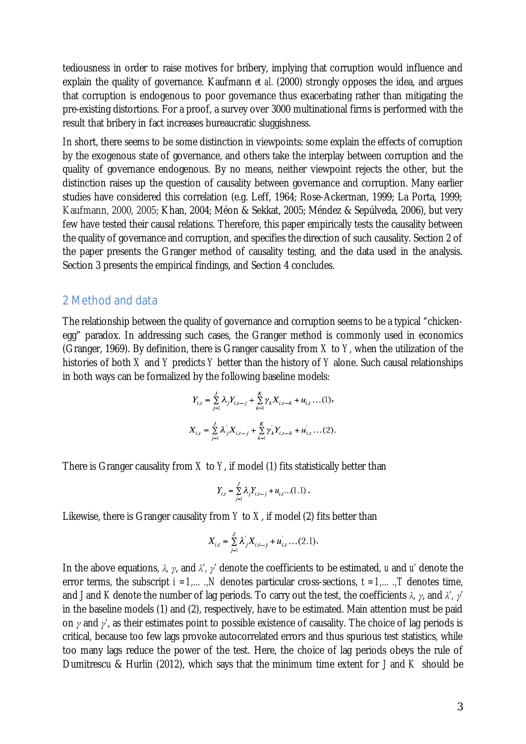tediousness in order to raise motives for bribery, implying that corruption would influence and explain the quality of governance. Kaufmann *et al.* (2000) strongly opposes the idea, and argues that corruption is endogenous to poor governance thus exacerbating rather than mitigating the pre-existing distortions. For a proof, a survey over 3000 multinational firms is performed with the result that bribery in fact increases bureaucratic sluggishness.

In short, there seems to be some distinction in viewpoints: some explain the effects of corruption by the exogenous state of governance, and others take the interplay between corruption and the quality of governance endogenous. By no means, neither viewpoint rejects the other, but the distinction raises up the question of causality between governance and corruption. Many earlier studies have considered this correlation (e.g. Leff, 1964; Rose-Ackerman, 1999; La Porta, 1999; Kaufmann, 2000, 2005; Khan, 2004; Méon & Sekkat, 2005; Méndez & Sepúlveda, 2006), but very few have tested their causal relations. Therefore, this paper empirically tests the causality between the quality of governance and corruption, and specifies the direction of such causality. Section 2 of the paper presents the Granger method of causality testing, and the data used in the analysis. Section 3 presents the empirical findings, and Section 4 concludes.

## 2 Method and data

The relationship between the quality of governance and corruption seems to be a typical "chicken-egg" paradox. In addressing such cases, the Granger method is commonly used in economics (Granger, 1969). By definition, there is Granger causality from $X$ to $Y$, when the utilization of the histories of both $X$ and $Y$ predicts $Y$ better than the history of $Y$ alone. Such causal relationships in both ways can be formalized by the following baseline models:

$$Y_{i,t} = \sum_{j=1}^{J} \lambda_j Y_{i,t-j} + \sum_{k=1}^{K} \gamma_k X_{i,t-k} + u_{i,t} \ldots (1),$$

$$X_{i,t} = \sum_{j=1}^{J} \lambda'_j X_{i,t-j} + \sum_{k=1}^{K} \gamma'_k Y_{i,t-k} + u'_{i,t} \ldots (2).$$

There is Granger causality from $X$ to $Y$, if model (1) fits statistically better than

$$Y_{i,t} = \sum_{j=1}^{J} \lambda_j Y_{i,t-j} + u_{i,t} \ldots (1.1).$$

Likewise, there is Granger causality from $Y$ to $X$, if model (2) fits better than

$$X_{i,t} = \sum_{j=1}^{J} \lambda'_j X_{i,t-j} + u'_{i,t} \ldots (2.1).$$

In the above equations, $\lambda$, $\gamma$, and $\lambda'$, $\gamma'$ denote the coefficients to be estimated, $u$ and $u'$ denote the error terms, the subscript $i = 1, \ldots, N$ denotes particular cross-sections, $t = 1, \ldots, T$ denotes time, and $J$ and $K$ denote the number of lag periods. To carry out the test, the coefficients $\lambda$, $\gamma$, and $\lambda'$, $\gamma'$ in the baseline models (1) and (2), respectively, have to be estimated. Main attention must be paid on $\gamma$ and $\gamma'$, as their estimates point to possible existence of causality. The choice of lag periods is critical, because too few lags provoke autocorrelated errors and thus spurious test statistics, while too many lags reduce the power of the test. Here, the choice of lag periods obeys the rule of Dumitrescu & Hurlin (2012), which says that the minimum time extent for $J$ and $K$ should be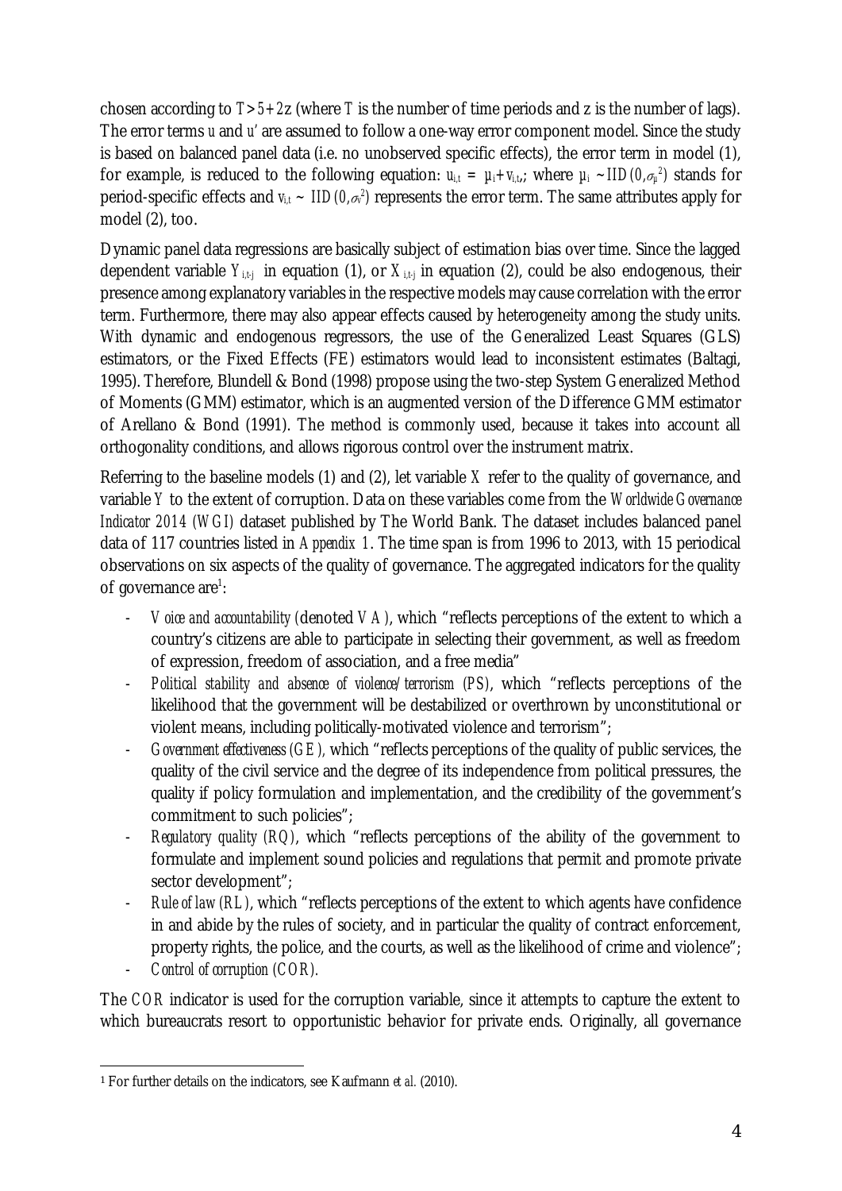chosen according to $T > 5 + 2z$ (where $T$ is the number of time periods and z is the number of lags). The error terms $u$ and $u'$ are assumed to follow a one-way error component model. Since the study is based on balanced panel data (i.e. no unobserved specific effects), the error term in model (1), for example, is reduced to the following equation: $u_{i,t} = \mu_i + v_{i,t}$,; where $\mu_i \sim IID(0,\sigma_\mu^2)$ stands for period-specific effects and $v_{i,t} \sim IID(0,\sigma_v^2)$ represents the error term. The same attributes apply for model (2), too.

Dynamic panel data regressions are basically subject of estimation bias over time. Since the lagged dependent variable $Y_{i,t\text{-}j}$ in equation (1), or $X_{i,t\text{-}j}$ in equation (2), could be also endogenous, their presence among explanatory variables in the respective models may cause correlation with the error term. Furthermore, there may also appear effects caused by heterogeneity among the study units. With dynamic and endogenous regressors, the use of the Generalized Least Squares (GLS) estimators, or the Fixed Effects (FE) estimators would lead to inconsistent estimates (Baltagi, 1995). Therefore, Blundell & Bond (1998) propose using the two-step System Generalized Method of Moments (GMM) estimator, which is an augmented version of the Difference GMM estimator of Arellano & Bond (1991). The method is commonly used, because it takes into account all orthogonality conditions, and allows rigorous control over the instrument matrix.

Referring to the baseline models (1) and (2), let variable $X$ refer to the quality of governance, and variable $Y$ to the extent of corruption. Data on these variables come from the *Worldwide Governance Indicator 2014 (WGI)* dataset published by The World Bank. The dataset includes balanced panel data of 117 countries listed in *Appendix 1*. The time span is from 1996 to 2013, with 15 periodical observations on six aspects of the quality of governance. The aggregated indicators for the quality of governance are[1]:

- *Voice and accountability* (denoted *VA*), which "reflects perceptions of the extent to which a country's citizens are able to participate in selecting their government, as well as freedom of expression, freedom of association, and a free media"
- *Political stability and absence of violence/terrorism (PS)*, which "reflects perceptions of the likelihood that the government will be destabilized or overthrown by unconstitutional or violent means, including politically-motivated violence and terrorism";
- *Government effectiveness (GE)*, which "reflects perceptions of the quality of public services, the quality of the civil service and the degree of its independence from political pressures, the quality if policy formulation and implementation, and the credibility of the government's commitment to such policies";
- *Regulatory quality (RQ)*, which "reflects perceptions of the ability of the government to formulate and implement sound policies and regulations that permit and promote private sector development";
- *Rule of law (RL)*, which "reflects perceptions of the extent to which agents have confidence in and abide by the rules of society, and in particular the quality of contract enforcement, property rights, the police, and the courts, as well as the likelihood of crime and violence";
- *Control of corruption (COR)*.

The *COR* indicator is used for the corruption variable, since it attempts to capture the extent to which bureaucrats resort to opportunistic behavior for private ends. Originally, all governance

[1] For further details on the indicators, see Kaufmann *et al.* (2010).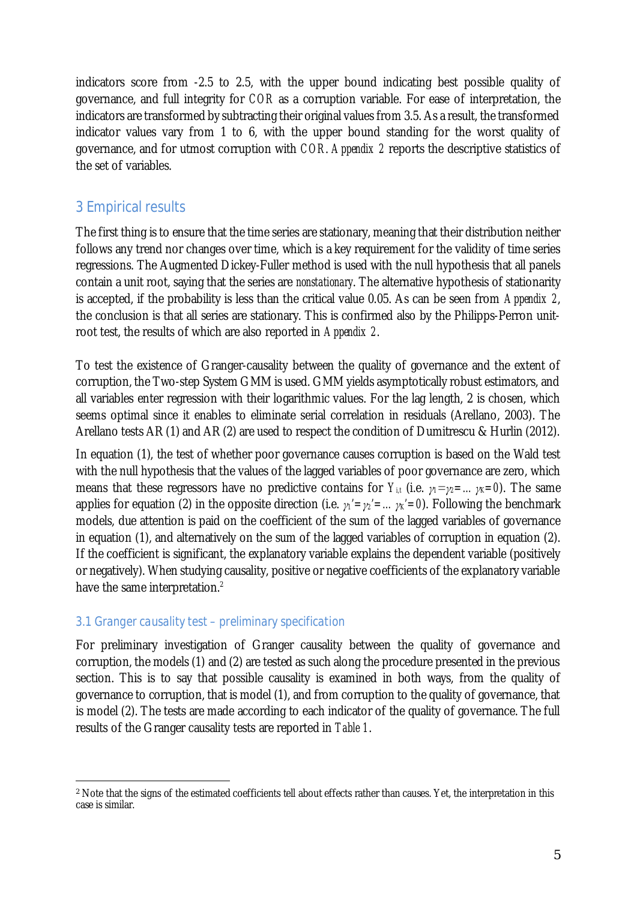indicators score from -2.5 to 2.5, with the upper bound indicating best possible quality of governance, and full integrity for *COR* as a corruption variable. For ease of interpretation, the indicators are transformed by subtracting their original values from 3.5. As a result, the transformed indicator values vary from 1 to 6, with the upper bound standing for the worst quality of governance, and for utmost corruption with *COR*. *Appendix 2* reports the descriptive statistics of the set of variables.

## 3 Empirical results

The first thing is to ensure that the time series are stationary, meaning that their distribution neither follows any trend nor changes over time, which is a key requirement for the validity of time series regressions. The Augmented Dickey-Fuller method is used with the null hypothesis that all panels contain a unit root, saying that the series are *nonstationary*. The alternative hypothesis of stationarity is accepted, if the probability is less than the critical value 0.05. As can be seen from *Appendix 2*, the conclusion is that all series are stationary. This is confirmed also by the Philipps-Perron unit-root test, the results of which are also reported in *Appendix 2*.

To test the existence of Granger-causality between the quality of governance and the extent of corruption, the Two-step System GMM is used. GMM yields asymptotically robust estimators, and all variables enter regression with their logarithmic values. For the lag length, 2 is chosen, which seems optimal since it enables to eliminate serial correlation in residuals (Arellano, 2003). The Arellano tests AR (1) and AR (2) are used to respect the condition of Dumitrescu & Hurlin (2012).

In equation (1), the test of whether poor governance causes corruption is based on the Wald test with the null hypothesis that the values of the lagged variables of poor governance are zero, which means that these regressors have no predictive contains for $Y_{i,t}$ (i.e. $\gamma_1 = \gamma_2 = \dots \gamma_K = 0$). The same applies for equation (2) in the opposite direction (i.e. $\gamma_1' = \gamma_2' = \dots \gamma_K' = 0$). Following the benchmark models, due attention is paid on the coefficient of the sum of the lagged variables of governance in equation (1), and alternatively on the sum of the lagged variables of corruption in equation (2). If the coefficient is significant, the explanatory variable explains the dependent variable (positively or negatively). When studying causality, positive or negative coefficients of the explanatory variable have the same interpretation.[2]

### 3.1 Granger causality test – preliminary specification

For preliminary investigation of Granger causality between the quality of governance and corruption, the models (1) and (2) are tested as such along the procedure presented in the previous section. This is to say that possible causality is examined in both ways, from the quality of governance to corruption, that is model (1), and from corruption to the quality of governance, that is model (2). The tests are made according to each indicator of the quality of governance. The full results of the Granger causality tests are reported in *Table 1*.

[2] Note that the signs of the estimated coefficients tell about effects rather than causes. Yet, the interpretation in this case is similar.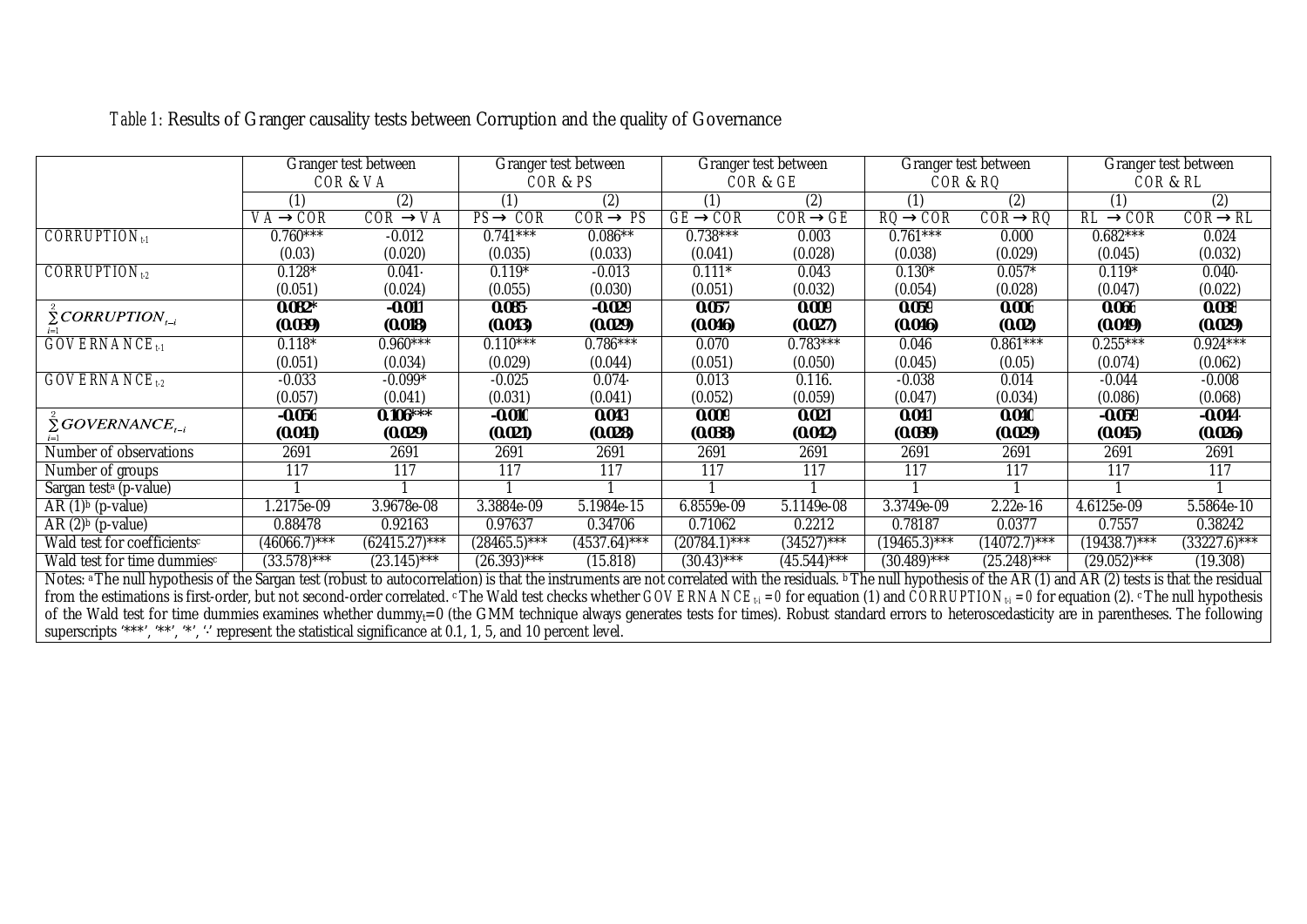*Table 1*: Results of Granger causality tests between Corruption and the quality of Governance

| | Granger test between COR & VA | | Granger test between COR & PS | | Granger test between COR & GE | | Granger test between COR & RQ | | Granger test between COR & RL | |
|---|---|---|---|---|---|---|---|---|---|---|
| | (1) | (2) | (1) | (2) | (1) | (2) | (1) | (2) | (1) | (2) |
| | $VA \rightarrow COR$ | $COR \rightarrow VA$ | $PS \rightarrow COR$ | $COR \rightarrow PS$ | $GE \rightarrow COR$ | $COR \rightarrow GE$ | $RQ \rightarrow COR$ | $COR \rightarrow RQ$ | $RL \rightarrow COR$ | $COR \rightarrow RL$ |
| $CORRUPTION_{t-1}$ | 0.760*** | -0.012 | 0.741*** | 0.086** | 0.738*** | 0.003 | 0.761*** | 0.000 | 0.682*** | 0.024 |
| | (0.03) | (0.020) | (0.035) | (0.033) | (0.041) | (0.028) | (0.038) | (0.029) | (0.045) | (0.032) |
| $CORRUPTION_{t-2}$ | 0.128* | 0.041· | 0.119* | -0.013 | 0.111* | 0.043 | 0.130* | 0.057* | 0.119* | 0.040· |
| | (0.051) | (0.024) | (0.055) | (0.030) | (0.051) | (0.032) | (0.054) | (0.028) | (0.047) | (0.022) |
| $\sum_{i=1}^{2} CORRUPTION_{t-i}$ | **0.082*** | **-0.011** | **0.085·** | **-0.029** | **0.057** | **0.009** | **0.059** | **0.006** | **0.066** | **0.038** |
| | **(0.039)** | **(0.018)** | **(0.043)** | **(0.029)** | **(0.046)** | **(0.027)** | **(0.046)** | **(0.02)** | **(0.049)** | **(0.029)** |
| $GOVERNANCE_{t-1}$ | 0.118* | 0.960*** | 0.110*** | 0.786*** | 0.070 | 0.783*** | 0.046 | 0.861*** | 0.255*** | 0.924*** |
| | (0.051) | (0.034) | (0.029) | (0.044) | (0.051) | (0.050) | (0.045) | (0.05) | (0.074) | (0.062) |
| $GOVERNANCE_{t-2}$ | -0.033 | -0.099* | -0.025 | 0.074· | 0.013 | 0.116. | -0.038 | 0.014 | -0.044 | -0.008 |
| | (0.057) | (0.041) | (0.031) | (0.041) | (0.052) | (0.059) | (0.047) | (0.034) | (0.086) | (0.068) |
| $\sum_{i=1}^{2} GOVERNANCE_{t-i}$ | **-0.056** | **0.106***** | **-0.010** | **0.043** | **0.009** | **0.021** | **0.041** | **0.040** | **-0.059** | **-0.044·** |
| | **(0.041)** | **(0.029)** | **(0.021)** | **(0.028)** | **(0.038)** | **(0.042)** | **(0.039)** | **(0.029)** | **(0.045)** | **(0.026)** |
| Number of observations | 2691 | 2691 | 2691 | 2691 | 2691 | 2691 | 2691 | 2691 | 2691 | 2691 |
| Number of groups | 117 | 117 | 117 | 117 | 117 | 117 | 117 | 117 | 117 | 117 |
| Sargan test[a] (p-value) | 1 | 1 | 1 | 1 | 1 | 1 | 1 | 1 | 1 | 1 |
| AR (1)[b] (p-value) | 1.2175e-09 | 3.9678e-08 | 3.3884e-09 | 5.1984e-15 | 6.8559e-09 | 5.1149e-08 | 3.3749e-09 | 2.22e-16 | 4.6125e-09 | 5.5864e-10 |
| AR (2)[b] (p-value) | 0.88478 | 0.92163 | 0.97637 | 0.34706 | 0.71062 | 0.2212 | 0.78187 | 0.0377 | 0.7557 | 0.38242 |
| Wald test for coefficients[c] | (46066.7)*** | (62415.27)*** | (28465.5)*** | (4537.64)*** | (20784.1)*** | (34527)*** | (19465.3)*** | (14072.7)*** | (19438.7)*** | (33227.6)*** |
| Wald test for time dummies[c] | (33.578)*** | (23.145)*** | (26.393)*** | (15.818) | (30.43)*** | (45.544)*** | (30.489)*** | (25.248)*** | (29.052)*** | (19.308) |

Notes: [a] The null hypothesis of the Sargan test (robust to autocorrelation) is that the instruments are not correlated with the residuals. [b] The null hypothesis of the AR (1) and AR (2) tests is that the residual from the estimations is first-order, but not second-order correlated. [c] The Wald test checks whether $GOVERNANCE_{t-i} = 0$ for equation (1) and $CORRUPTION_{t-i} = 0$ for equation (2). [c] The null hypothesis of the Wald test for time dummies examines whether $dummy_t=0$ (the GMM technique always generates tests for times). Robust standard errors to heteroscedasticity are in parentheses. The following superscripts '***', '**', '*', '·' represent the statistical significance at 0.1, 1, 5, and 10 percent level.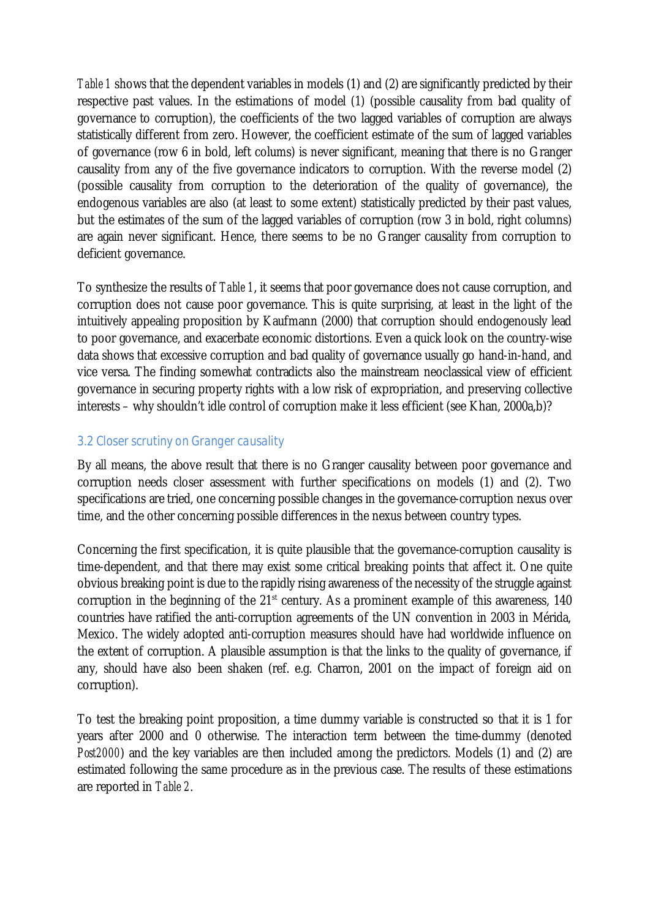*Table 1* shows that the dependent variables in models (1) and (2) are significantly predicted by their respective past values. In the estimations of model (1) (possible causality from bad quality of governance to corruption), the coefficients of the two lagged variables of corruption are always statistically different from zero. However, the coefficient estimate of the sum of lagged variables of governance (row 6 in bold, left colums) is never significant, meaning that there is no Granger causality from any of the five governance indicators to corruption. With the reverse model (2) (possible causality from corruption to the deterioration of the quality of governance), the endogenous variables are also (at least to some extent) statistically predicted by their past values, but the estimates of the sum of the lagged variables of corruption (row 3 in bold, right columns) are again never significant. Hence, there seems to be no Granger causality from corruption to deficient governance.

To synthesize the results of *Table 1*, it seems that poor governance does not cause corruption, and corruption does not cause poor governance. This is quite surprising, at least in the light of the intuitively appealing proposition by Kaufmann (2000) that corruption should endogenously lead to poor governance, and exacerbate economic distortions. Even a quick look on the country-wise data shows that excessive corruption and bad quality of governance usually go hand-in-hand, and vice versa. The finding somewhat contradicts also the mainstream neoclassical view of efficient governance in securing property rights with a low risk of expropriation, and preserving collective interests – why shouldn't idle control of corruption make it less efficient (see Khan, 2000a,b)?

### 3.2 Closer scrutiny on Granger causality

By all means, the above result that there is no Granger causality between poor governance and corruption needs closer assessment with further specifications on models (1) and (2). Two specifications are tried, one concerning possible changes in the governance-corruption nexus over time, and the other concerning possible differences in the nexus between country types.

Concerning the first specification, it is quite plausible that the governance-corruption causality is time-dependent, and that there may exist some critical breaking points that affect it. One quite obvious breaking point is due to the rapidly rising awareness of the necessity of the struggle against corruption in the beginning of the 21st century. As a prominent example of this awareness, 140 countries have ratified the anti-corruption agreements of the UN convention in 2003 in Mérida, Mexico. The widely adopted anti-corruption measures should have had worldwide influence on the extent of corruption. A plausible assumption is that the links to the quality of governance, if any, should have also been shaken (ref. e.g. Charron, 2001 on the impact of foreign aid on corruption).

To test the breaking point proposition, a time dummy variable is constructed so that it is 1 for years after 2000 and 0 otherwise. The interaction term between the time-dummy (denoted *Post2000*) and the key variables are then included among the predictors. Models (1) and (2) are estimated following the same procedure as in the previous case. The results of these estimations are reported in *Table 2*.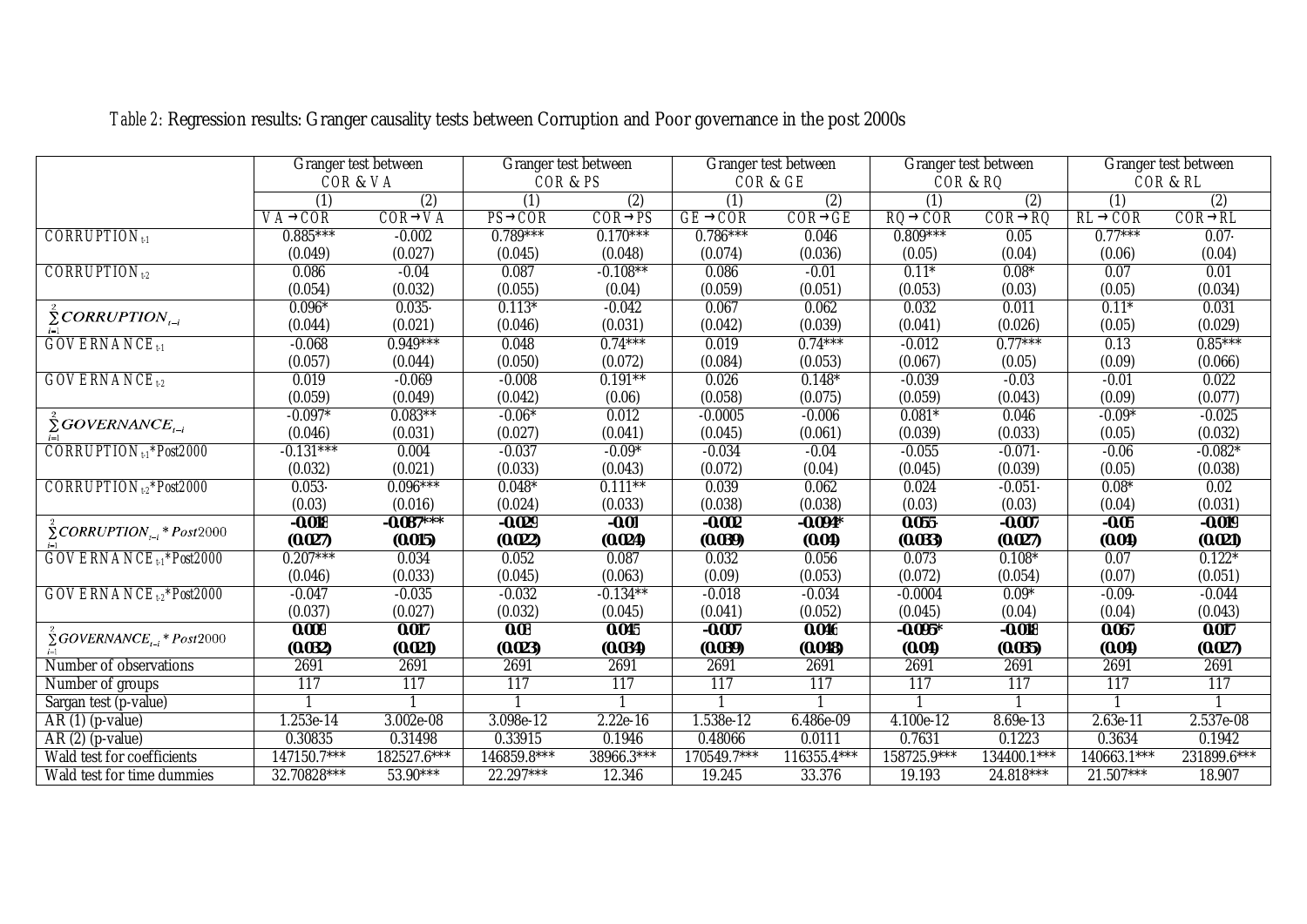*Table 2:* Regression results: Granger causality tests between Corruption and Poor governance in the post 2000s

| | Granger test between COR & VA | | Granger test between COR & PS | | Granger test between COR & GE | | Granger test between COR & RQ | | Granger test between COR & RL | |
|---|---|---|---|---|---|---|---|---|---|---|
| | (1) | (2) | (1) | (2) | (1) | (2) | (1) | (2) | (1) | (2) |
| | VA → COR | COR → VA | PS → COR | COR → PS | GE → COR | COR → GE | RQ → COR | COR → RQ | RL → COR | COR → RL |
| $CORRUPTION_{t-1}$ | 0.885*** | -0.002 | 0.789*** | 0.170*** | 0.786*** | 0.046 | 0.809*** | 0.05 | 0.77*** | 0.07· |
| | (0.049) | (0.027) | (0.045) | (0.048) | (0.074) | (0.036) | (0.05) | (0.04) | (0.06) | (0.04) |
| $CORRUPTION_{t-2}$ | 0.086 | -0.04 | 0.087 | -0.108** | 0.086 | -0.01 | 0.11* | 0.08* | 0.07 | 0.01 |
| | (0.054) | (0.032) | (0.055) | (0.04) | (0.059) | (0.051) | (0.053) | (0.03) | (0.05) | (0.034) |
| $\sum_{i=1}^{2} CORRUPTION_{t-i}$ | 0.096* | 0.035· | 0.113* | -0.042 | 0.067 | 0.062 | 0.032 | 0.011 | 0.11* | 0.031 |
| | (0.044) | (0.021) | (0.046) | (0.031) | (0.042) | (0.039) | (0.041) | (0.026) | (0.05) | (0.029) |
| $GOVERNANCE_{t-1}$ | -0.068 | 0.949*** | 0.048 | 0.74*** | 0.019 | 0.74*** | -0.012 | 0.77*** | 0.13 | 0.85*** |
| | (0.057) | (0.044) | (0.050) | (0.072) | (0.084) | (0.053) | (0.067) | (0.05) | (0.09) | (0.066) |
| $GOVERNANCE_{t-2}$ | 0.019 | -0.069 | -0.008 | 0.191** | 0.026 | 0.148* | -0.039 | -0.03 | -0.01 | 0.022 |
| | (0.059) | (0.049) | (0.042) | (0.06) | (0.058) | (0.075) | (0.059) | (0.043) | (0.09) | (0.077) |
| $\sum_{i=1}^{2} GOVERNANCE_{t-i}$ | -0.097* | 0.083** | -0.06* | 0.012 | -0.0005 | -0.006 | 0.081* | 0.046 | -0.09* | -0.025 |
| | (0.046) | (0.031) | (0.027) | (0.041) | (0.045) | (0.061) | (0.039) | (0.033) | (0.05) | (0.032) |
| $CORRUPTION_{t-1}$*Post2000 | -0.131*** | 0.004 | -0.037 | -0.09* | -0.034 | -0.04 | -0.055 | -0.071· | -0.06 | -0.082* |
| | (0.032) | (0.021) | (0.033) | (0.043) | (0.072) | (0.04) | (0.045) | (0.039) | (0.05) | (0.038) |
| $CORRUPTION_{t-2}$*Post2000 | 0.053· | 0.096*** | 0.048* | 0.111** | 0.039 | 0.062 | 0.024 | -0.051· | 0.08* | 0.02 |
| | (0.03) | (0.016) | (0.024) | (0.033) | (0.038) | (0.038) | (0.03) | (0.03) | (0.04) | (0.031) |
| $\sum_{i=1}^{2} CORRUPTION_{t-i} * Post2000$ | **-0.018** | **-0.087*****| **-0.029** | **-0.01** | **-0.002** | **-0.094*** | **0.055·** | **-0.007** | **-0.05** | **-0.019** |
| | **(0.027)** | **(0.015)** | **(0.022)** | **(0.024)** | **(0.039)** | **(0.04)** | **(0.033)** | **(0.027)** | **(0.04)** | **(0.021)** |
| $GOVERNANCE_{t-1}$*Post2000 | 0.207*** | 0.034 | 0.052 | 0.087 | 0.032 | 0.056 | 0.073 | 0.108* | 0.07 | 0.122* |
| | (0.046) | (0.033) | (0.045) | (0.063) | (0.09) | (0.053) | (0.072) | (0.054) | (0.07) | (0.051) |
| $GOVERNANCE_{t-2}$*Post2000 | -0.047 | -0.035 | -0.032 | -0.134** | -0.018 | -0.034 | -0.0004 | 0.09* | -0.09· | -0.044 |
| | (0.037) | (0.027) | (0.032) | (0.045) | (0.041) | (0.052) | (0.045) | (0.04) | (0.04) | (0.043) |
| $\sum_{i=1}^{2} GOVERNANCE_{t-i} * Post2000$ | **0.009** | **0.017** | **0.03** | **0.045** | **-0.007** | **0.046** | **-0.095*** | **-0.018** | **0.067** | **0.017** |
| | **(0.032)** | **(0.021)** | **(0.023)** | **(0.034)** | **(0.039)** | **(0.048)** | **(0.04)** | **(0.035)** | **(0.04)** | **(0.027)** |
| Number of observations | 2691 | 2691 | 2691 | 2691 | 2691 | 2691 | 2691 | 2691 | 2691 | 2691 |
| Number of groups | 117 | 117 | 117 | 117 | 117 | 117 | 117 | 117 | 117 | 117 |
| Sargan test (p-value) | 1 | 1 | 1 | 1 | 1 | 1 | 1 | 1 | 1 | 1 |
| AR (1) (p-value) | 1.253e-14 | 3.002e-08 | 3.098e-12 | 2.22e-16 | 1.538e-12 | 6.486e-09 | 4.100e-12 | 8.69e-13 | 2.63e-11 | 2.537e-08 |
| AR (2) (p-value) | 0.30835 | 0.31498 | 0.33915 | 0.1946 | 0.48066 | 0.0111 | 0.7631 | 0.1223 | 0.3634 | 0.1942 |
| Wald test for coefficients | 147150.7*** | 182527.6*** | 146859.8*** | 38966.3*** | 170549.7*** | 116355.4*** | 158725.9*** | 134400.1*** | 140663.1*** | 231899.6*** |
| Wald test for time dummies | 32.70828*** | 53.90*** | 22.297*** | 12.346 | 19.245 | 33.376 | 19.193 | 24.818*** | 21.507*** | 18.907 |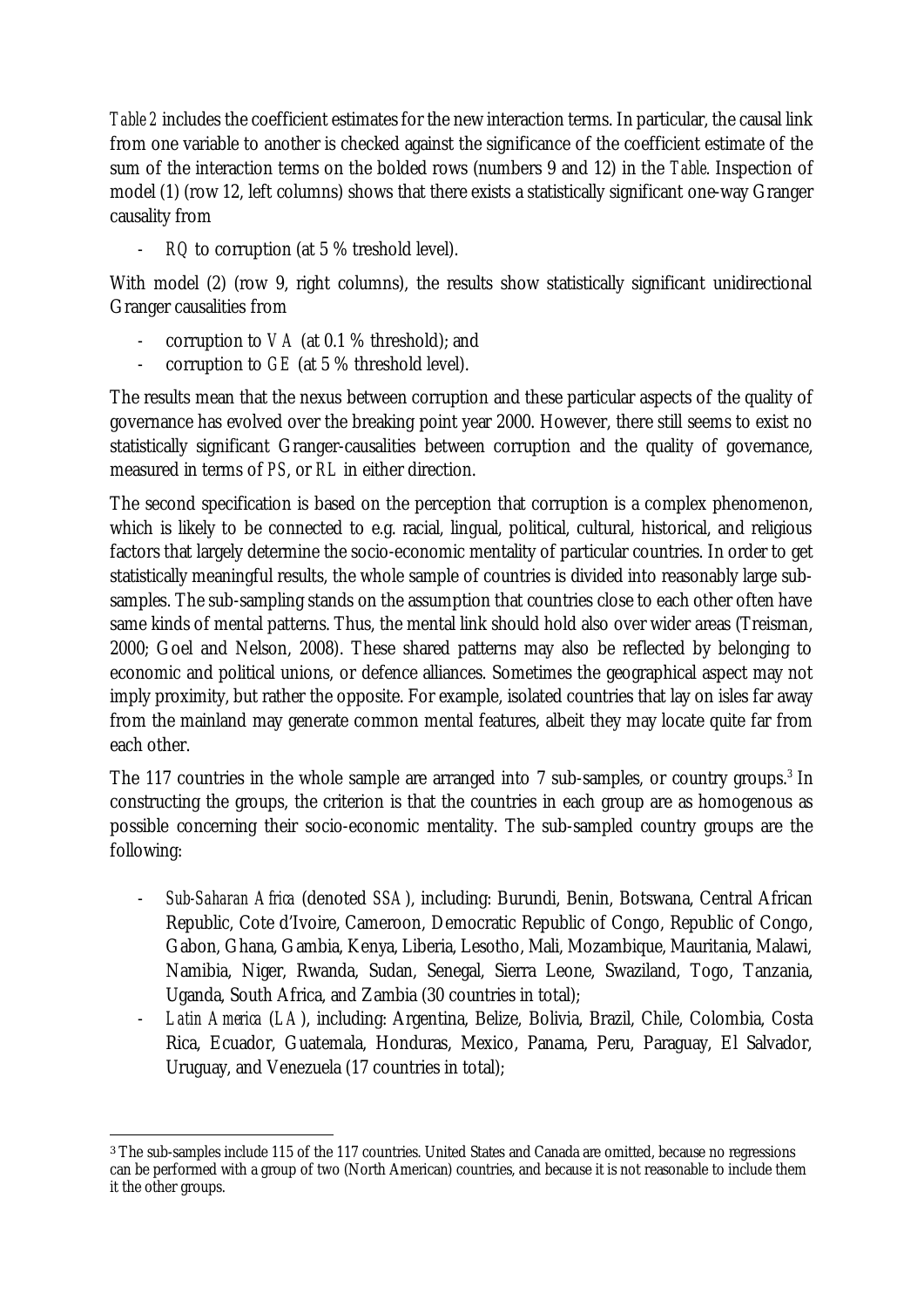*Table 2* includes the coefficient estimates for the new interaction terms. In particular, the causal link from one variable to another is checked against the significance of the coefficient estimate of the sum of the interaction terms on the bolded rows (numbers 9 and 12) in the *Table*. Inspection of model (1) (row 12, left columns) shows that there exists a statistically significant one-way Granger causality from

- *RQ* to corruption (at 5 % treshold level).

With model (2) (row 9, right columns), the results show statistically significant unidirectional Granger causalities from

- corruption to *VA* (at 0.1 % threshold); and
- corruption to *GE* (at 5 % threshold level).

The results mean that the nexus between corruption and these particular aspects of the quality of governance has evolved over the breaking point year 2000. However, there still seems to exist no statistically significant Granger-causalities between corruption and the quality of governance, measured in terms of *PS*, or *RL* in either direction.

The second specification is based on the perception that corruption is a complex phenomenon, which is likely to be connected to e.g. racial, lingual, political, cultural, historical, and religious factors that largely determine the socio-economic mentality of particular countries. In order to get statistically meaningful results, the whole sample of countries is divided into reasonably large sub-samples. The sub-sampling stands on the assumption that countries close to each other often have same kinds of mental patterns. Thus, the mental link should hold also over wider areas (Treisman, 2000; Goel and Nelson, 2008). These shared patterns may also be reflected by belonging to economic and political unions, or defence alliances. Sometimes the geographical aspect may not imply proximity, but rather the opposite. For example, isolated countries that lay on isles far away from the mainland may generate common mental features, albeit they may locate quite far from each other.

The 117 countries in the whole sample are arranged into 7 sub-samples, or country groups.[3] In constructing the groups, the criterion is that the countries in each group are as homogenous as possible concerning their socio-economic mentality. The sub-sampled country groups are the following:

- *Sub-Saharan Africa* (denoted *SSA*), including: Burundi, Benin, Botswana, Central African Republic, Cote d'Ivoire, Cameroon, Democratic Republic of Congo, Republic of Congo, Gabon, Ghana, Gambia, Kenya, Liberia, Lesotho, Mali, Mozambique, Mauritania, Malawi, Namibia, Niger, Rwanda, Sudan, Senegal, Sierra Leone, Swaziland, Togo, Tanzania, Uganda, South Africa, and Zambia (30 countries in total);
- *Latin America* (*LA*), including: Argentina, Belize, Bolivia, Brazil, Chile, Colombia, Costa Rica, Ecuador, Guatemala, Honduras, Mexico, Panama, Peru, Paraguay, El Salvador, Uruguay, and Venezuela (17 countries in total);

[3] The sub-samples include 115 of the 117 countries. United States and Canada are omitted, because no regressions can be performed with a group of two (North American) countries, and because it is not reasonable to include them it the other groups.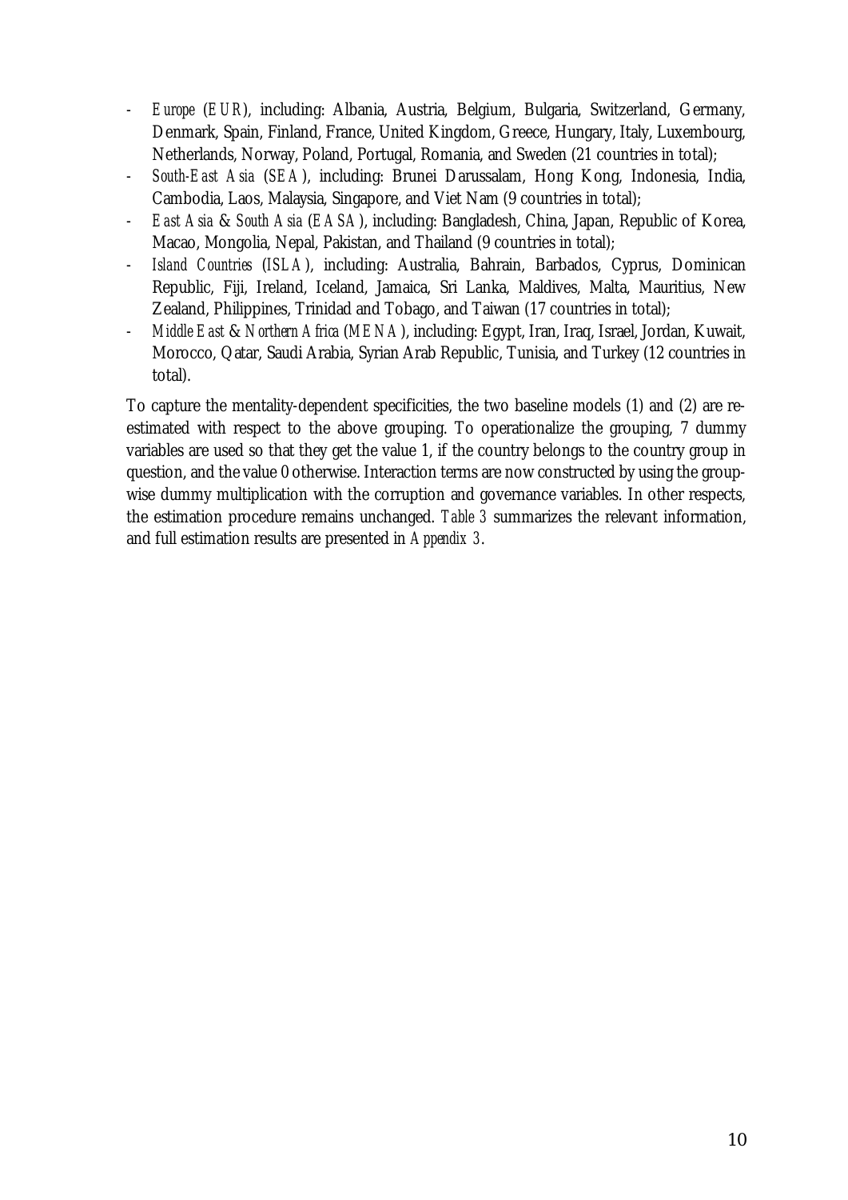- *Europe* (*EUR*), including: Albania, Austria, Belgium, Bulgaria, Switzerland, Germany, Denmark, Spain, Finland, France, United Kingdom, Greece, Hungary, Italy, Luxembourg, Netherlands, Norway, Poland, Portugal, Romania, and Sweden (21 countries in total);
- *South-East Asia* (*SEA*), including: Brunei Darussalam, Hong Kong, Indonesia, India, Cambodia, Laos, Malaysia, Singapore, and Viet Nam (9 countries in total);
- *East Asia* & *South Asia* (*EASA*), including: Bangladesh, China, Japan, Republic of Korea, Macao, Mongolia, Nepal, Pakistan, and Thailand (9 countries in total);
- *Island Countries* (*ISLA*), including: Australia, Bahrain, Barbados, Cyprus, Dominican Republic, Fiji, Ireland, Iceland, Jamaica, Sri Lanka, Maldives, Malta, Mauritius, New Zealand, Philippines, Trinidad and Tobago, and Taiwan (17 countries in total);
- *Middle East* & *Northern Africa* (*MENA*), including: Egypt, Iran, Iraq, Israel, Jordan, Kuwait, Morocco, Qatar, Saudi Arabia, Syrian Arab Republic, Tunisia, and Turkey (12 countries in total).

To capture the mentality-dependent specificities, the two baseline models (1) and (2) are re-estimated with respect to the above grouping. To operationalize the grouping, 7 dummy variables are used so that they get the value 1, if the country belongs to the country group in question, and the value 0 otherwise. Interaction terms are now constructed by using the group-wise dummy multiplication with the corruption and governance variables. In other respects, the estimation procedure remains unchanged. *Table 3* summarizes the relevant information, and full estimation results are presented in *Appendix 3*.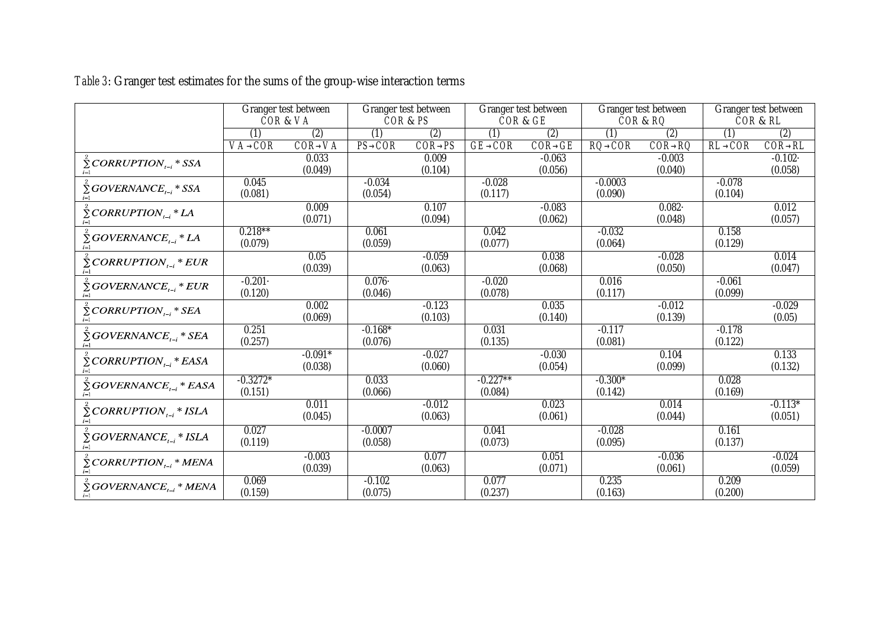*Table 3*: Granger test estimates for the sums of the group-wise interaction terms

| | Granger test between COR & VA | | Granger test between COR & PS | | Granger test between COR & GE | | Granger test between COR & RQ | | Granger test between COR & RL | |
|---|---|---|---|---|---|---|---|---|---|---|
| | (1) | (2) | (1) | (2) | (1) | (2) | (1) | (2) | (1) | (2) |
| | $VA \rightarrow COR$ | $COR \rightarrow VA$ | $PS \rightarrow COR$ | $COR \rightarrow PS$ | $GE \rightarrow COR$ | $COR \rightarrow GE$ | $RQ \rightarrow COR$ | $COR \rightarrow RQ$ | $RL \rightarrow COR$ | $COR \rightarrow RL$ |
| $\sum_{i=1}^{2} CORRUPTION_{t-i} * SSA$ | | 0.033 (0.049) | | 0.009 (0.104) | | -0.063 (0.056) | | -0.003 (0.040) | | -0.102· (0.058) |
| $\sum_{i=1}^{2} GOVERNANCE_{t-i} * SSA$ | 0.045 (0.081) | | -0.034 (0.054) | | -0.028 (0.117) | | -0.0003 (0.090) | | -0.078 (0.104) | |
| $\sum_{i=1}^{2} CORRUPTION_{t-i} * LA$ | | 0.009 (0.071) | | 0.107 (0.094) | | -0.083 (0.062) | | 0.082· (0.048) | | 0.012 (0.057) |
| $\sum_{i=1}^{2} GOVERNANCE_{t-i} * LA$ | 0.218** (0.079) | | 0.061 (0.059) | | 0.042 (0.077) | | -0.032 (0.064) | | 0.158 (0.129) | |
| $\sum_{i=1}^{2} CORRUPTION_{t-i} * EUR$ | | 0.05 (0.039) | | -0.059 (0.063) | | 0.038 (0.068) | | -0.028 (0.050) | | 0.014 (0.047) |
| $\sum_{i=1}^{2} GOVERNANCE_{t-i} * EUR$ | -0.201· (0.120) | | 0.076· (0.046) | | -0.020 (0.078) | | 0.016 (0.117) | | -0.061 (0.099) | |
| $\sum_{i=1}^{2} CORRUPTION_{t-i} * SEA$ | | 0.002 (0.069) | | -0.123 (0.103) | | 0.035 (0.140) | | -0.012 (0.139) | | -0.029 (0.05) |
| $\sum_{i=1}^{2} GOVERNANCE_{t-i} * SEA$ | 0.251 (0.257) | | -0.168* (0.076) | | 0.031 (0.135) | | -0.117 (0.081) | | -0.178 (0.122) | |
| $\sum_{i=1}^{2} CORRUPTION_{t-i} * EASA$ | | -0.091* (0.038) | | -0.027 (0.060) | | -0.030 (0.054) | | 0.104 (0.099) | | 0.133 (0.132) |
| $\sum_{i=1}^{2} GOVERNANCE_{t-i} * EASA$ | -0.3272* (0.151) | | 0.033 (0.066) | | -0.227** (0.084) | | -0.300* (0.142) | | 0.028 (0.169) | |
| $\sum_{i=1}^{2} CORRUPTION_{t-i} * ISLA$ | | 0.011 (0.045) | | -0.012 (0.063) | | 0.023 (0.061) | | 0.014 (0.044) | | -0.113* (0.051) |
| $\sum_{i=1}^{2} GOVERNANCE_{t-i} * ISLA$ | 0.027 (0.119) | | -0.0007 (0.058) | | 0.041 (0.073) | | -0.028 (0.095) | | 0.161 (0.137) | |
| $\sum_{i=1}^{2} CORRUPTION_{t-i} * MENA$ | | -0.003 (0.039) | | 0.077 (0.063) | | 0.051 (0.071) | | -0.036 (0.061) | | -0.024 (0.059) |
| $\sum_{i=1}^{2} GOVERNANCE_{t-i} * MENA$ | 0.069 (0.159) | | -0.102 (0.075) | | 0.077 (0.237) | | 0.235 (0.163) | | 0.209 (0.200) | |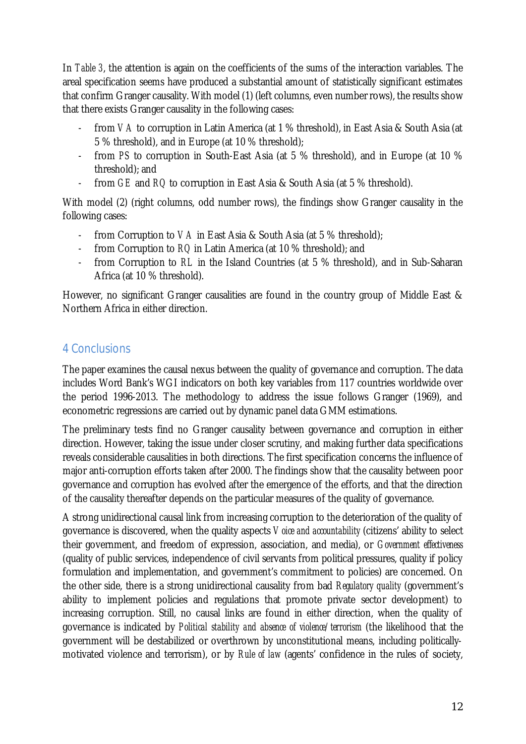In *Table 3*, the attention is again on the coefficients of the sums of the interaction variables. The areal specification seems have produced a substantial amount of statistically significant estimates that confirm Granger causality. With model (1) (left columns, even number rows), the results show that there exists Granger causality in the following cases:

- from *VA* to corruption in Latin America (at 1 % threshold), in East Asia & South Asia (at 5 % threshold), and in Europe (at 10 % threshold);
- from *PS* to corruption in South-East Asia (at 5 % threshold), and in Europe (at 10 % threshold); and
- from *GE* and *RQ* to corruption in East Asia & South Asia (at 5 % threshold).

With model (2) (right columns, odd number rows), the findings show Granger causality in the following cases:

- from Corruption to *VA* in East Asia & South Asia (at 5 % threshold);
- from Corruption to *RQ* in Latin America (at 10 % threshold); and
- from Corruption to *RL* in the Island Countries (at 5 % threshold), and in Sub-Saharan Africa (at 10 % threshold).

However, no significant Granger causalities are found in the country group of Middle East & Northern Africa in either direction.

## 4 Conclusions

The paper examines the causal nexus between the quality of governance and corruption. The data includes Word Bank's WGI indicators on both key variables from 117 countries worldwide over the period 1996-2013. The methodology to address the issue follows Granger (1969), and econometric regressions are carried out by dynamic panel data GMM estimations.

The preliminary tests find no Granger causality between governance and corruption in either direction. However, taking the issue under closer scrutiny, and making further data specifications reveals considerable causalities in both directions. The first specification concerns the influence of major anti-corruption efforts taken after 2000. The findings show that the causality between poor governance and corruption has evolved after the emergence of the efforts, and that the direction of the causality thereafter depends on the particular measures of the quality of governance.

A strong unidirectional causal link from increasing corruption to the deterioration of the quality of governance is discovered, when the quality aspects *Voice and accountability* (citizens' ability to select their government, and freedom of expression, association, and media), or *Government effectiveness* (quality of public services, independence of civil servants from political pressures, quality if policy formulation and implementation, and government's commitment to policies) are concerned. On the other side, there is a strong unidirectional causality from bad *Regulatory quality* (government's ability to implement policies and regulations that promote private sector development) to increasing corruption. Still, no causal links are found in either direction, when the quality of governance is indicated by *Political stability and absence of violence/terrorism* (the likelihood that the government will be destabilized or overthrown by unconstitutional means, including politically-motivated violence and terrorism), or by *Rule of law* (agents' confidence in the rules of society,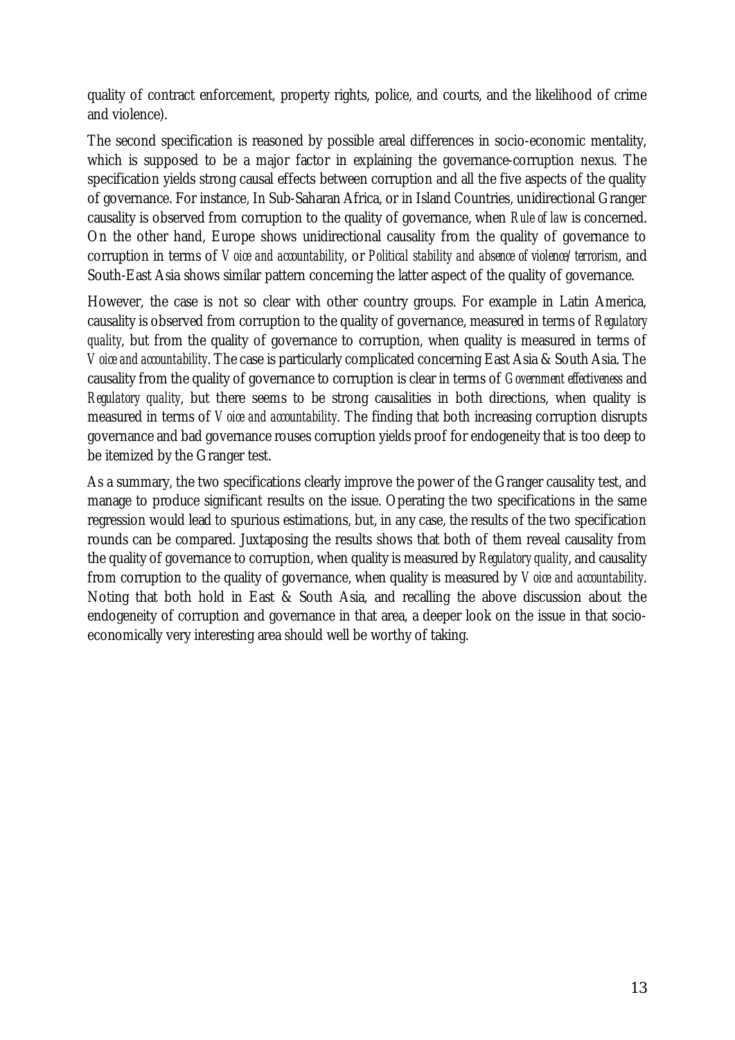quality of contract enforcement, property rights, police, and courts, and the likelihood of crime and violence).

The second specification is reasoned by possible areal differences in socio-economic mentality, which is supposed to be a major factor in explaining the governance-corruption nexus. The specification yields strong causal effects between corruption and all the five aspects of the quality of governance. For instance, In Sub-Saharan Africa, or in Island Countries, unidirectional Granger causality is observed from corruption to the quality of governance, when *Rule of law* is concerned. On the other hand, Europe shows unidirectional causality from the quality of governance to corruption in terms of *Voice and accountability*, or *Political stability and absence of violence/terrorism*, and South-East Asia shows similar pattern concerning the latter aspect of the quality of governance.

However, the case is not so clear with other country groups. For example in Latin America, causality is observed from corruption to the quality of governance, measured in terms of *Regulatory quality*, but from the quality of governance to corruption, when quality is measured in terms of *Voice and accountability*. The case is particularly complicated concerning East Asia & South Asia. The causality from the quality of governance to corruption is clear in terms of *Government effectiveness* and *Regulatory quality*, but there seems to be strong causalities in both directions, when quality is measured in terms of *Voice and accountability*. The finding that both increasing corruption disrupts governance and bad governance rouses corruption yields proof for endogeneity that is too deep to be itemized by the Granger test.

As a summary, the two specifications clearly improve the power of the Granger causality test, and manage to produce significant results on the issue. Operating the two specifications in the same regression would lead to spurious estimations, but, in any case, the results of the two specification rounds can be compared. Juxtaposing the results shows that both of them reveal causality from the quality of governance to corruption, when quality is measured by *Regulatory quality*, and causality from corruption to the quality of governance, when quality is measured by *Voice and accountability*. Noting that both hold in East & South Asia, and recalling the above discussion about the endogeneity of corruption and governance in that area, a deeper look on the issue in that socio-economically very interesting area should well be worthy of taking.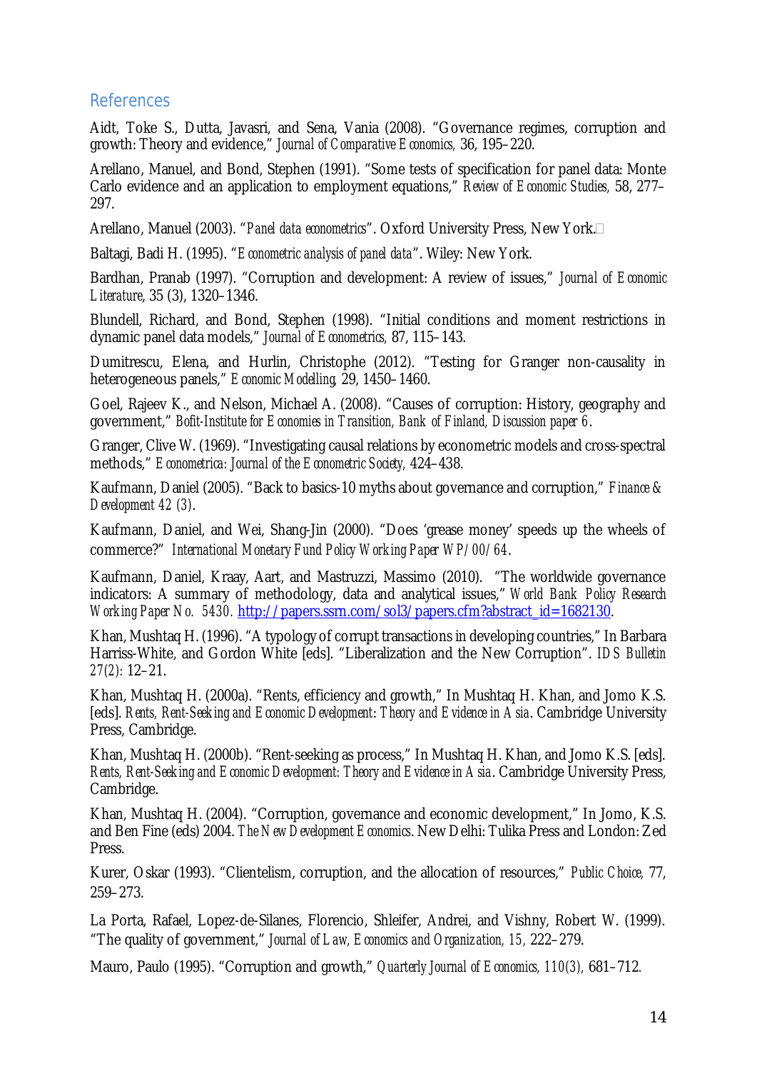## References

Aidt, Toke S., Dutta, Javasri, and Sena, Vania (2008). "Governance regimes, corruption and growth: Theory and evidence," *Journal of Comparative Economics,* 36, 195–220.

Arellano, Manuel, and Bond, Stephen (1991). "Some tests of specification for panel data: Monte Carlo evidence and an application to employment equations," *Review of Economic Studies,* 58, 277–297.

Arellano, Manuel (2003). "*Panel data econometrics*". Oxford University Press, New York.

Baltagi, Badi H. (1995). "*Econometric analysis of panel data*". Wiley: New York.

Bardhan, Pranab (1997). "Corruption and development: A review of issues," *Journal of Economic Literature,* 35 (3), 1320–1346.

Blundell, Richard, and Bond, Stephen (1998). "Initial conditions and moment restrictions in dynamic panel data models," *Journal of Econometrics,* 87, 115–143.

Dumitrescu, Elena, and Hurlin, Christophe (2012). "Testing for Granger non-causality in heterogeneous panels," *Economic Modelling,* 29, 1450–1460.

Goel, Rajeev K., and Nelson, Michael A. (2008). "Causes of corruption: History, geography and government," *Bofit-Institute for Economies in Transition, Bank of Finland, Discussion paper 6*.

Granger, Clive W. (1969). "Investigating causal relations by econometric models and cross-spectral methods," *Econometrica: Journal of the Econometric Society,* 424–438.

Kaufmann, Daniel (2005). "Back to basics-10 myths about governance and corruption," *Finance & Development 42 (3)*.

Kaufmann, Daniel, and Wei, Shang-Jin (2000). "Does 'grease money' speeds up the wheels of commerce?" *International Monetary Fund Policy Working Paper WP/00/64*.

Kaufmann, Daniel, Kraay, Aart, and Mastruzzi, Massimo (2010). "The worldwide governance indicators: A summary of methodology, data and analytical issues," *World Bank Policy Research Working Paper No. 5430*. http://papers.ssrn.com/sol3/papers.cfm?abstract_id=1682130.

Khan, Mushtaq H. (1996). "A typology of corrupt transactions in developing countries," In Barbara Harriss-White, and Gordon White [eds]. "Liberalization and the New Corruption". *IDS Bulletin 27(2):* 12–21.

Khan, Mushtaq H. (2000a). "Rents, efficiency and growth," In Mushtaq H. Khan, and Jomo K.S. [eds]. *Rents, Rent-Seeking and Economic Development: Theory and Evidence in Asia*. Cambridge University Press, Cambridge.

Khan, Mushtaq H. (2000b). "Rent-seeking as process," In Mushtaq H. Khan, and Jomo K.S. [eds]. *Rents, Rent-Seeking and Economic Development: Theory and Evidence in Asia*. Cambridge University Press, Cambridge.

Khan, Mushtaq H. (2004). "Corruption, governance and economic development," In Jomo, K.S. and Ben Fine (eds) 2004. *The New Development Economics*. New Delhi: Tulika Press and London: Zed Press.

Kurer, Oskar (1993). "Clientelism, corruption, and the allocation of resources," *Public Choice,* 77, 259–273.

La Porta, Rafael, Lopez-de-Silanes, Florencio, Shleifer, Andrei, and Vishny, Robert W. (1999). "The quality of government," *Journal of Law, Economics and Organization, 15,* 222–279.

Mauro, Paulo (1995). "Corruption and growth," *Quarterly Journal of Economics, 110(3),* 681–712.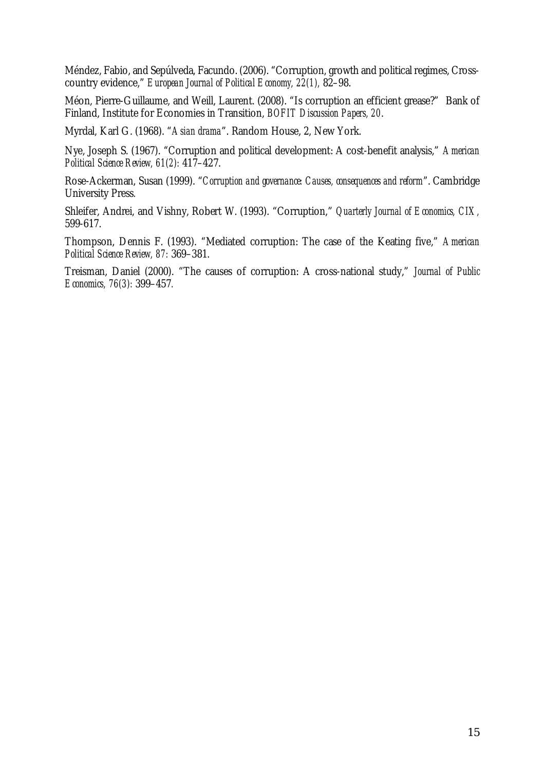Méndez, Fabio, and Sepúlveda, Facundo. (2006). "Corruption, growth and political regimes, Cross-country evidence," *European Journal of Political Economy, 22(1),* 82–98.

Méon, Pierre-Guillaume, and Weill, Laurent. (2008). "Is corruption an efficient grease?" Bank of Finland, Institute for Economies in Transition, *BOFIT Discussion Papers, 20*.

Myrdal, Karl G. (1968). "*Asian drama*". Random House, 2, New York.

Nye, Joseph S. (1967). "Corruption and political development: A cost-benefit analysis," *American Political Science Review, 61(2)*: 417–427.

Rose-Ackerman, Susan (1999). "*Corruption and governance: Causes, consequences and reform*". Cambridge University Press.

Shleifer, Andrei, and Vishny, Robert W. (1993). "Corruption," *Quarterly Journal of Economics, CIX*, 599-617.

Thompson, Dennis F. (1993). "Mediated corruption: The case of the Keating five," *American Political Science Review, 87*: 369–381.

Treisman, Daniel (2000). "The causes of corruption: A cross-national study," *Journal of Public Economics, 76(3)*: 399–457.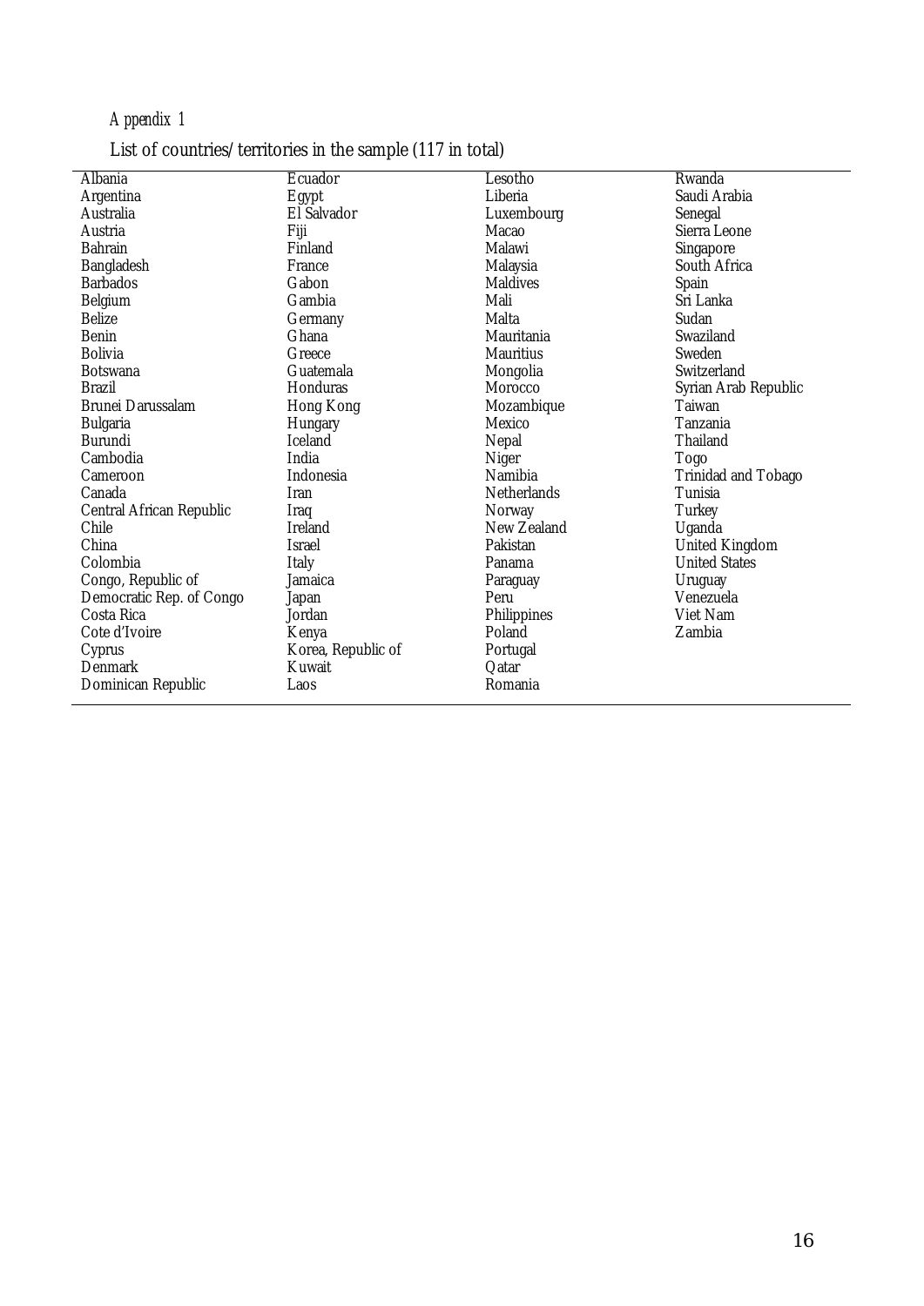*Appendix 1*

List of countries/territories in the sample (117 in total)

| | | | |
|---|---|---|---|
| Albania | Ecuador | Lesotho | Rwanda |
| Argentina | Egypt | Liberia | Saudi Arabia |
| Australia | El Salvador | Luxembourg | Senegal |
| Austria | Fiji | Macao | Sierra Leone |
| Bahrain | Finland | Malawi | Singapore |
| Bangladesh | France | Malaysia | South Africa |
| Barbados | Gabon | Maldives | Spain |
| Belgium | Gambia | Mali | Sri Lanka |
| Belize | Germany | Malta | Sudan |
| Benin | Ghana | Mauritania | Swaziland |
| Bolivia | Greece | Mauritius | Sweden |
| Botswana | Guatemala | Mongolia | Switzerland |
| Brazil | Honduras | Morocco | Syrian Arab Republic |
| Brunei Darussalam | Hong Kong | Mozambique | Taiwan |
| Bulgaria | Hungary | Mexico | Tanzania |
| Burundi | Iceland | Nepal | Thailand |
| Cambodia | India | Niger | Togo |
| Cameroon | Indonesia | Namibia | Trinidad and Tobago |
| Canada | Iran | Netherlands | Tunisia |
| Central African Republic | Iraq | Norway | Turkey |
| Chile | Ireland | New Zealand | Uganda |
| China | Israel | Pakistan | United Kingdom |
| Colombia | Italy | Panama | United States |
| Congo, Republic of | Jamaica | Paraguay | Uruguay |
| Democratic Rep. of Congo | Japan | Peru | Venezuela |
| Costa Rica | Jordan | Philippines | Viet Nam |
| Cote d'Ivoire | Kenya | Poland | Zambia |
| Cyprus | Korea, Republic of | Portugal | |
| Denmark | Kuwait | Qatar | |
| Dominican Republic | Laos | Romania | |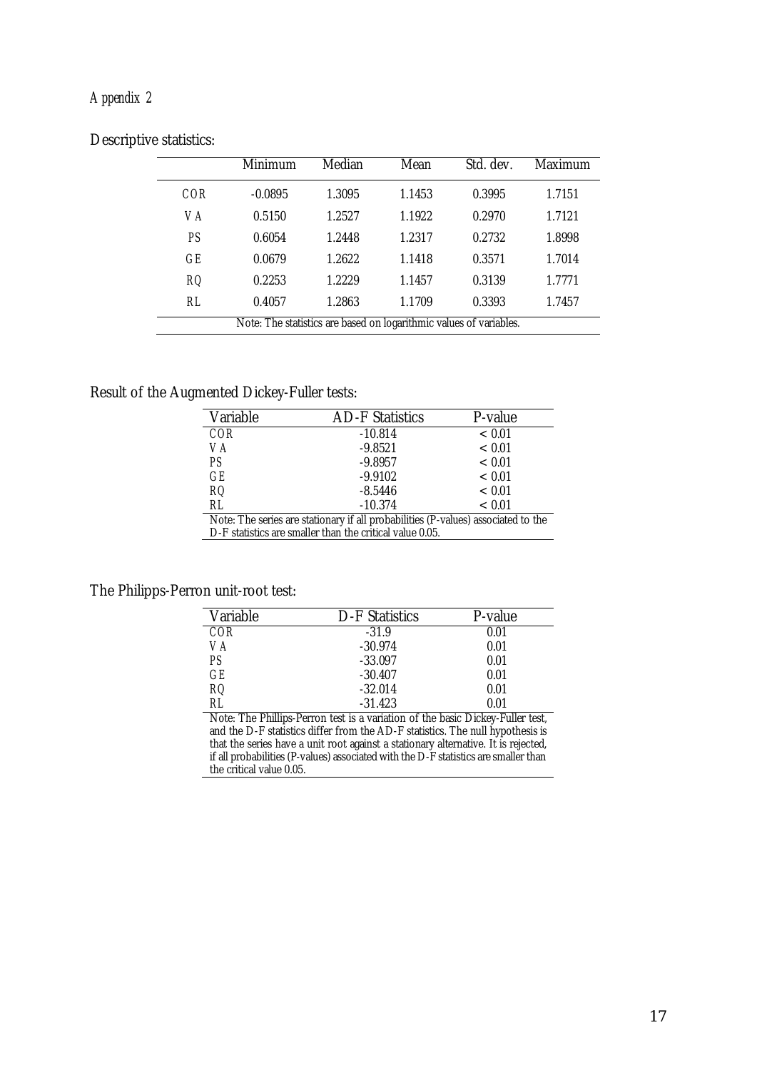*Appendix 2*

Descriptive statistics:

| | Minimum | Median | Mean | Std. dev. | Maximum |
|---|---|---|---|---|---|
| COR | -0.0895 | 1.3095 | 1.1453 | 0.3995 | 1.7151 |
| VA | 0.5150 | 1.2527 | 1.1922 | 0.2970 | 1.7121 |
| PS | 0.6054 | 1.2448 | 1.2317 | 0.2732 | 1.8998 |
| GE | 0.0679 | 1.2622 | 1.1418 | 0.3571 | 1.7014 |
| RQ | 0.2253 | 1.2229 | 1.1457 | 0.3139 | 1.7771 |
| RL | 0.4057 | 1.2863 | 1.1709 | 0.3393 | 1.7457 |

Note: The statistics are based on logarithmic values of variables.

Result of the Augmented Dickey-Fuller tests:

| Variable | AD-F Statistics | P-value |
|---|---|---|
| COR | -10.814 | < 0.01 |
| VA | -9.8521 | < 0.01 |
| PS | -9.8957 | < 0.01 |
| GE | -9.9102 | < 0.01 |
| RQ | -8.5446 | < 0.01 |
| RL | -10.374 | < 0.01 |

Note: The series are stationary if all probabilities (P-values) associated to the D-F statistics are smaller than the critical value 0.05.

The Philipps-Perron unit-root test:

| Variable | D-F Statistics | P-value |
|---|---|---|
| COR | -31.9 | 0.01 |
| VA | -30.974 | 0.01 |
| PS | -33.097 | 0.01 |
| GE | -30.407 | 0.01 |
| RQ | -32.014 | 0.01 |
| RL | -31.423 | 0.01 |

Note: The Phillips-Perron test is a variation of the basic Dickey-Fuller test, and the D-F statistics differ from the AD-F statistics. The null hypothesis is that the series have a unit root against a stationary alternative. It is rejected, if all probabilities (P-values) associated with the D-F statistics are smaller than the critical value 0.05.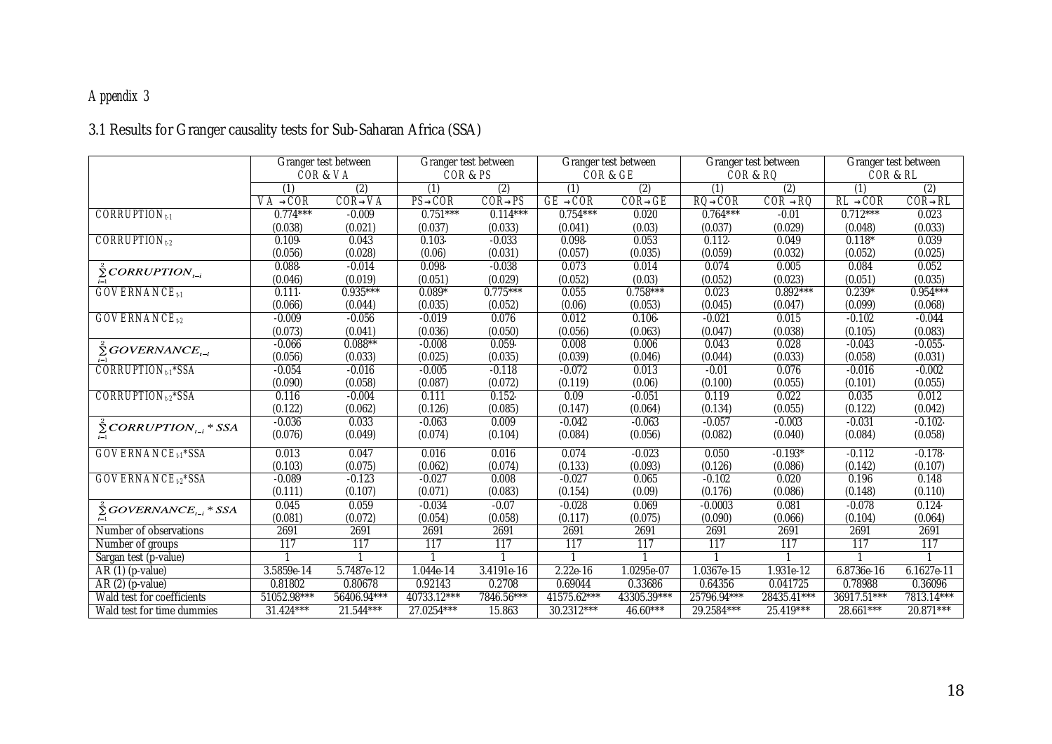Appendix 3

## 3.1 Results for Granger causality tests for Sub-Saharan Africa (SSA)

| | Granger test between COR & VA | | Granger test between COR & PS | | Granger test between COR & GE | | Granger test between COR & RQ | | Granger test between COR & RL | |
|---|---|---|---|---|---|---|---|---|---|---|
| | (1) | (2) | (1) | (2) | (1) | (2) | (1) | (2) | (1) | (2) |
| | VA → COR | COR→VA | PS→COR | COR→PS | GE → COR | COR→GE | RQ→COR | COR → RQ | RL → COR | COR→RL |
| $CORRUPTION_{t-1}$ | 0.774*** | -0.009 | 0.751*** | 0.114*** | 0.754*** | 0.020 | 0.764*** | -0.01 | 0.712*** | 0.023 |
| | (0.038) | (0.021) | (0.037) | (0.033) | (0.041) | (0.03) | (0.037) | (0.029) | (0.048) | (0.033) |
| $CORRUPTION_{t-2}$ | 0.109· | 0.043 | 0.103· | -0.033 | 0.098· | 0.053 | 0.112· | 0.049 | 0.118* | 0.039 |
| | (0.056) | (0.028) | (0.06) | (0.031) | (0.057) | (0.035) | (0.059) | (0.032) | (0.052) | (0.025) |
| $\sum_{i=1}^{2} CORRUPTION_{t-i}$ | 0.088· | -0.014 | 0.098· | -0.038 | 0.073 | 0.014 | 0.074 | 0.005 | 0.084 | 0.052 |
| | (0.046) | (0.019) | (0.051) | (0.029) | (0.052) | (0.03) | (0.052) | (0.023) | (0.051) | (0.035) |
| $GOVERNANCE_{t-1}$ | 0.111· | 0.935*** | 0.089* | 0.775*** | 0.055 | 0.758*** | 0.023 | 0.892*** | 0.239* | 0.954*** |
| | (0.066) | (0.044) | (0.035) | (0.052) | (0.06) | (0.053) | (0.045) | (0.047) | (0.099) | (0.068) |
| $GOVERNANCE_{t-2}$ | -0.009 | -0.056 | -0.019 | 0.076 | 0.012 | 0.106· | -0.021 | 0.015 | -0.102 | -0.044 |
| | (0.073) | (0.041) | (0.036) | (0.050) | (0.056) | (0.063) | (0.047) | (0.038) | (0.105) | (0.083) |
| $\sum_{i=1}^{2} GOVERNANCE_{t-i}$ | -0.066 | 0.088** | -0.008 | 0.059· | 0.008 | 0.006 | 0.043 | 0.028 | -0.043 | -0.055· |
| | (0.056) | (0.033) | (0.025) | (0.035) | (0.039) | (0.046) | (0.044) | (0.033) | (0.058) | (0.031) |
| $CORRUPTION_{t-1}$*SSA | -0.054 | -0.016 | -0.005 | -0.118 | -0.072 | 0.013 | -0.01 | 0.076 | -0.016 | -0.002 |
| | (0.090) | (0.058) | (0.087) | (0.072) | (0.119) | (0.06) | (0.100) | (0.055) | (0.101) | (0.055) |
| $CORRUPTION_{t-2}$*SSA | 0.116 | -0.004 | 0.111 | 0.152· | 0.09 | -0.051 | 0.119 | 0.022 | 0.035 | 0.012 |
| | (0.122) | (0.062) | (0.126) | (0.085) | (0.147) | (0.064) | (0.134) | (0.055) | (0.122) | (0.042) |
| $\sum_{i=1}^{2} CORRUPTION_{t-i} * SSA$ | -0.036 | 0.033 | -0.063 | 0.009 | -0.042 | -0.063 | -0.057 | -0.003 | -0.031 | -0.102· |
| | (0.076) | (0.049) | (0.074) | (0.104) | (0.084) | (0.056) | (0.082) | (0.040) | (0.084) | (0.058) |
| $GOVERNANCE_{t-1}$*SSA | 0.013 | 0.047 | 0.016 | 0.016 | 0.074 | -0.023 | 0.050 | -0.193* | -0.112 | -0.178· |
| | (0.103) | (0.075) | (0.062) | (0.074) | (0.133) | (0.093) | (0.126) | (0.086) | (0.142) | (0.107) |
| $GOVERNANCE_{t-2}$*SSA | -0.089 | -0.123 | -0.027 | 0.008 | -0.027 | 0.065 | -0.102 | 0.020 | 0.196 | 0.148 |
| | (0.111) | (0.107) | (0.071) | (0.083) | (0.154) | (0.09) | (0.176) | (0.086) | (0.148) | (0.110) |
| $\sum_{i=1}^{2} GOVERNANCE_{t-i} * SSA$ | 0.045 | 0.059 | -0.034 | -0.07 | -0.028 | 0.069 | -0.0003 | 0.081 | -0.078 | 0.124· |
| | (0.081) | (0.072) | (0.054) | (0.058) | (0.117) | (0.075) | (0.090) | (0.066) | (0.104) | (0.064) |
| Number of observations | 2691 | 2691 | 2691 | 2691 | 2691 | 2691 | 2691 | 2691 | 2691 | 2691 |
| Number of groups | 117 | 117 | 117 | 117 | 117 | 117 | 117 | 117 | 117 | 117 |
| Sargan test (p-value) | 1 | 1 | 1 | 1 | 1 | 1 | 1 | 1 | 1 | 1 |
| AR (1) (p-value) | 3.5859e-14 | 5.7487e-12 | 1.044e-14 | 3.4191e-16 | 2.22e-16 | 1.0295e-07 | 1.0367e-15 | 1.931e-12 | 6.8736e-16 | 6.1627e-11 |
| AR (2) (p-value) | 0.81802 | 0.80678 | 0.92143 | 0.2708 | 0.69044 | 0.33686 | 0.64356 | 0.041725 | 0.78988 | 0.36096 |
| Wald test for coefficients | 51052.98*** | 56406.94*** | 40733.12*** | 7846.56*** | 41575.62*** | 43305.39*** | 25796.94*** | 28435.41*** | 36917.51*** | 7813.14*** |
| Wald test for time dummies | 31.424*** | 21.544*** | 27.0254*** | 15.863 | 30.2312*** | 46.60*** | 29.2584*** | 25.419*** | 28.661*** | 20.871*** |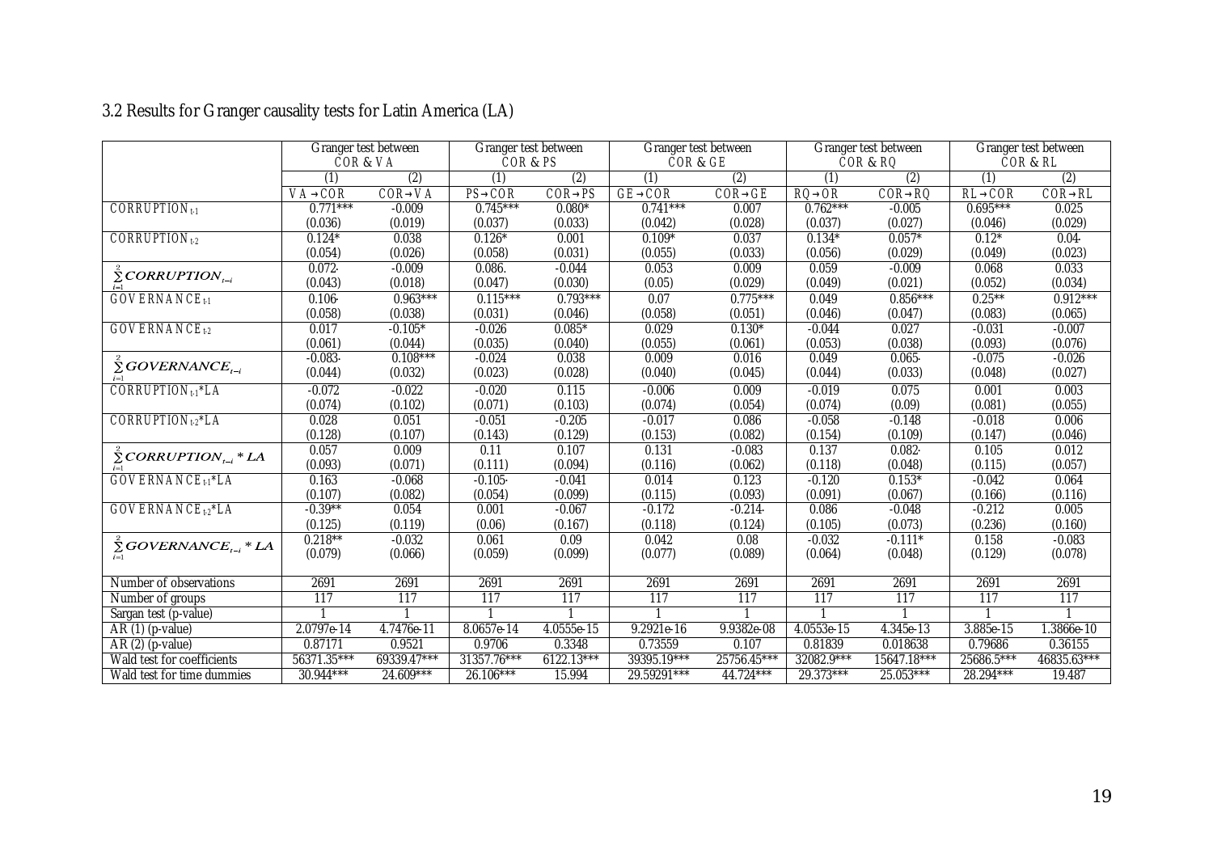3.2 Results for Granger causality tests for Latin America (LA)

| | Granger test between COR & VA | | Granger test between COR & PS | | Granger test between COR & GE | | Granger test between COR & RQ | | Granger test between COR & RL | |
|---|---|---|---|---|---|---|---|---|---|---|
| | (1) | (2) | (1) | (2) | (1) | (2) | (1) | (2) | (1) | (2) |
| | VA→COR | COR→VA | PS→COR | COR→PS | GE→COR | COR→GE | RQ→OR | COR→RQ | RL→COR | COR→RL |
| $CORRUPTION_{t-1}$ | 0.771*** | -0.009 | 0.745*** | 0.080* | 0.741*** | 0.007 | 0.762*** | -0.005 | 0.695*** | 0.025 |
| | (0.036) | (0.019) | (0.037) | (0.033) | (0.042) | (0.028) | (0.037) | (0.027) | (0.046) | (0.029) |
| $CORRUPTION_{t-2}$ | 0.124* | 0.038 | 0.126* | 0.001 | 0.109* | 0.037 | 0.134* | 0.057* | 0.12* | 0.04· |
| | (0.054) | (0.026) | (0.058) | (0.031) | (0.055) | (0.033) | (0.056) | (0.029) | (0.049) | (0.023) |
| $\sum_{i=1}^{2} CORRUPTION_{t-i}$ | 0.072· | -0.009 | 0.086. | -0.044 | 0.053 | 0.009 | 0.059 | -0.009 | 0.068 | 0.033 |
| | (0.043) | (0.018) | (0.047) | (0.030) | (0.05) | (0.029) | (0.049) | (0.021) | (0.052) | (0.034) |
| $GOVERNANCE_{t-1}$ | 0.106· | 0.963*** | 0.115*** | 0.793*** | 0.07 | 0.775*** | 0.049 | 0.856*** | 0.25** | 0.912*** |
| | (0.058) | (0.038) | (0.031) | (0.046) | (0.058) | (0.051) | (0.046) | (0.047) | (0.083) | (0.065) |
| $GOVERNANCE_{t-2}$ | 0.017 | -0.105* | -0.026 | 0.085* | 0.029 | 0.130* | -0.044 | 0.027 | -0.031 | -0.007 |
| | (0.061) | (0.044) | (0.035) | (0.040) | (0.055) | (0.061) | (0.053) | (0.038) | (0.093) | (0.076) |
| $\sum_{i=1}^{2} GOVERNANCE_{t-i}$ | -0.083· | 0.108*** | -0.024 | 0.038 | 0.009 | 0.016 | 0.049 | 0.065· | -0.075 | -0.026 |
| | (0.044) | (0.032) | (0.023) | (0.028) | (0.040) | (0.045) | (0.044) | (0.033) | (0.048) | (0.027) |
| $CORRUPTION_{t-1}$*LA | -0.072 | -0.022 | -0.020 | 0.115 | -0.006 | 0.009 | -0.019 | 0.075 | 0.001 | 0.003 |
| | (0.074) | (0.102) | (0.071) | (0.103) | (0.074) | (0.054) | (0.074) | (0.09) | (0.081) | (0.055) |
| $CORRUPTION_{t-2}$*LA | 0.028 | 0.051 | -0.051 | -0.205 | -0.017 | 0.086 | -0.058 | -0.148 | -0.018 | 0.006 |
| | (0.128) | (0.107) | (0.143) | (0.129) | (0.153) | (0.082) | (0.154) | (0.109) | (0.147) | (0.046) |
| $\sum_{i=1}^{2} CORRUPTION_{t-i} * LA$ | 0.057 | 0.009 | 0.11 | 0.107 | 0.131 | -0.083 | 0.137 | 0.082· | 0.105 | 0.012 |
| | (0.093) | (0.071) | (0.111) | (0.094) | (0.116) | (0.062) | (0.118) | (0.048) | (0.115) | (0.057) |
| $GOVERNANCE_{t-1}$*LA | 0.163 | -0.068 | -0.105· | -0.041 | 0.014 | 0.123 | -0.120 | 0.153* | -0.042 | 0.064 |
| | (0.107) | (0.082) | (0.054) | (0.099) | (0.115) | (0.093) | (0.091) | (0.067) | (0.166) | (0.116) |
| $GOVERNANCE_{t-2}$*LA | -0.39** | 0.054 | 0.001 | -0.067 | -0.172 | -0.214· | 0.086 | -0.048 | -0.212 | 0.005 |
| | (0.125) | (0.119) | (0.06) | (0.167) | (0.118) | (0.124) | (0.105) | (0.073) | (0.236) | (0.160) |
| $\sum_{i=1}^{2} GOVERNANCE_{t-i} * LA$ | 0.218** | -0.032 | 0.061 | 0.09 | 0.042 | 0.08 | -0.032 | -0.111* | 0.158 | -0.083 |
| | (0.079) | (0.066) | (0.059) | (0.099) | (0.077) | (0.089) | (0.064) | (0.048) | (0.129) | (0.078) |
| Number of observations | 2691 | 2691 | 2691 | 2691 | 2691 | 2691 | 2691 | 2691 | 2691 | 2691 |
| Number of groups | 117 | 117 | 117 | 117 | 117 | 117 | 117 | 117 | 117 | 117 |
| Sargan test (p-value) | 1 | 1 | 1 | 1 | 1 | 1 | 1 | 1 | 1 | 1 |
| AR (1) (p-value) | 2.0797e-14 | 4.7476e-11 | 8.0657e-14 | 4.0555e-15 | 9.2921e-16 | 9.9382e-08 | 4.0553e-15 | 4.345e-13 | 3.885e-15 | 1.3866e-10 |
| AR (2) (p-value) | 0.87171 | 0.9521 | 0.9706 | 0.3348 | 0.73559 | 0.107 | 0.81839 | 0.018638 | 0.79686 | 0.36155 |
| Wald test for coefficients | 56371.35*** | 69339.47*** | 31357.76*** | 6122.13*** | 39395.19*** | 25756.45*** | 32082.9*** | 15647.18*** | 25686.5*** | 46835.63*** |
| Wald test for time dummies | 30.944*** | 24.609*** | 26.106*** | 15.994 | 29.59291*** | 44.724*** | 29.373*** | 25.053*** | 28.294*** | 19.487 |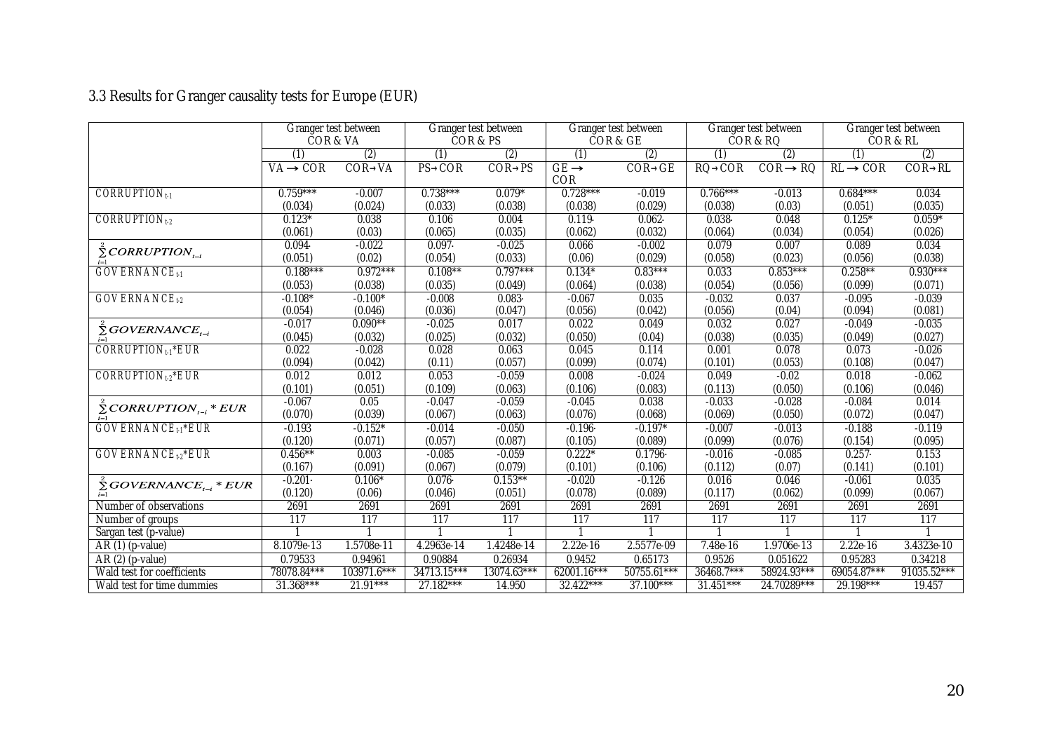### 3.3 Results for Granger causality tests for Europe (EUR)

| | Granger test between COR & VA | | Granger test between COR & PS | | Granger test between COR & GE | | Granger test between COR & RQ | | Granger test between COR & RL | |
|---|---|---|---|---|---|---|---|---|---|---|
| | (1) | (2) | (1) | (2) | (1) | (2) | (1) | (2) | (1) | (2) |
| | VA → COR | COR→VA | PS→COR | COR→PS | GE → COR | COR→GE | RQ→COR | COR → RQ | RL → COR | COR→RL |
| CORRUPTION $_{t-1}$ | 0.759*** | -0.007 | 0.738*** | 0.079* | 0.728*** | -0.019 | 0.766*** | -0.013 | 0.684*** | 0.034 |
| | (0.034) | (0.024) | (0.033) | (0.038) | (0.038) | (0.029) | (0.038) | (0.03) | (0.051) | (0.035) |
| CORRUPTION $_{t-2}$ | 0.123* | 0.038 | 0.106 | 0.004 | 0.119· | 0.062· | 0.038· | 0.048 | 0.125* | 0.059* |
| | (0.061) | (0.03) | (0.065) | (0.035) | (0.062) | (0.032) | (0.064) | (0.034) | (0.054) | (0.026) |
| $\sum_{i=1}^{2} CORRUPTION_{t-i}$ | 0.094· | -0.022 | 0.097· | -0.025 | 0.066 | -0.002 | 0.079 | 0.007 | 0.089 | 0.034 |
| | (0.051) | (0.02) | (0.054) | (0.033) | (0.06) | (0.029) | (0.058) | (0.023) | (0.056) | (0.038) |
| GOVERNANCE $_{t-1}$ | 0.188*** | 0.972*** | 0.108** | 0.797*** | 0.134* | 0.83*** | 0.033 | 0.853*** | 0.258** | 0.930*** |
| | (0.053) | (0.038) | (0.035) | (0.049) | (0.064) | (0.038) | (0.054) | (0.056) | (0.099) | (0.071) |
| GOVERNANCE $_{t-2}$ | -0.108* | -0.100* | -0.008 | 0.083· | -0.067 | 0.035 | -0.032 | 0.037 | -0.095 | -0.039 |
| | (0.054) | (0.046) | (0.036) | (0.047) | (0.056) | (0.042) | (0.056) | (0.04) | (0.094) | (0.081) |
| $\sum_{i=1}^{2} GOVERNANCE_{t-i}$ | -0.017 | 0.090** | -0.025 | 0.017 | 0.022 | 0.049 | 0.032 | 0.027 | -0.049 | -0.035 |
| | (0.045) | (0.032) | (0.025) | (0.032) | (0.050) | (0.04) | (0.038) | (0.035) | (0.049) | (0.027) |
| CORRUPTION $_{t-1}$*EUR | 0.022 | -0.028 | 0.028 | 0.063 | 0.045 | 0.114 | 0.001 | 0.078 | 0.073 | -0.026 |
| | (0.094) | (0.042) | (0.11) | (0.057) | (0.099) | (0.074) | (0.101) | (0.053) | (0.108) | (0.047) |
| CORRUPTION $_{t-2}$*EUR | 0.012 | 0.012 | 0.053 | -0.059 | 0.008 | -0.024 | 0.049 | -0.02 | 0.018 | -0.062 |
| | (0.101) | (0.051) | (0.109) | (0.063) | (0.106) | (0.083) | (0.113) | (0.050) | (0.106) | (0.046) |
| $\sum_{i=1}^{2} CORRUPTION_{t-i} * EUR$ | -0.067 | 0.05 | -0.047 | -0.059 | -0.045 | 0.038 | -0.033 | -0.028 | -0.084 | 0.014 |
| | (0.070) | (0.039) | (0.067) | (0.063) | (0.076) | (0.068) | (0.069) | (0.050) | (0.072) | (0.047) |
| GOVERNANCE $_{t-1}$*EUR | -0.193 | -0.152* | -0.014 | -0.050 | -0.196· | -0.197* | -0.007 | -0.013 | -0.188 | -0.119 |
| | (0.120) | (0.071) | (0.057) | (0.087) | (0.105) | (0.089) | (0.099) | (0.076) | (0.154) | (0.095) |
| GOVERNANCE $_{t-2}$*EUR | 0.456** | 0.003 | -0.085 | -0.059 | 0.222* | 0.1796· | -0.016 | -0.085 | 0.257· | 0.153 |
| | (0.167) | (0.091) | (0.067) | (0.079) | (0.101) | (0.106) | (0.112) | (0.07) | (0.141) | (0.101) |
| $\sum_{i=1}^{2} GOVERNANCE_{t-i} * EUR$ | -0.201· | 0.106* | 0.076· | 0.153** | -0.020 | -0.126 | 0.016 | 0.046 | -0.061 | 0.035 |
| | (0.120) | (0.06) | (0.046) | (0.051) | (0.078) | (0.089) | (0.117) | (0.062) | (0.099) | (0.067) |
| Number of observations | 2691 | 2691 | 2691 | 2691 | 2691 | 2691 | 2691 | 2691 | 2691 | 2691 |
| Number of groups | 117 | 117 | 117 | 117 | 117 | 117 | 117 | 117 | 117 | 117 |
| Sargan test (p-value) | 1 | 1 | 1 | 1 | 1 | 1 | 1 | 1 | 1 | 1 |
| AR (1) (p-value) | 8.1079e-13 | 1.5708e-11 | 4.2963e-14 | 1.4248e-14 | 2.22e-16 | 2.5577e-09 | 7.48e-16 | 1.9706e-13 | 2.22e-16 | 3.4323e-10 |
| AR (2) (p-value) | 0.79533 | 0.94961 | 0.90884 | 0.26934 | 0.9452 | 0.65173 | 0.9526 | 0.051622 | 0.95283 | 0.34218 |
| Wald test for coefficients | 78078.84*** | 103971.6*** | 34713.15*** | 13074.63*** | 62001.16*** | 50755.61*** | 36468.7*** | 58924.93*** | 69054.87*** | 91035.52*** |
| Wald test for time dummies | 31.368*** | 21.91*** | 27.182*** | 14.950 | 32.422*** | 37.100*** | 31.451*** | 24.70289*** | 29.198*** | 19.457 |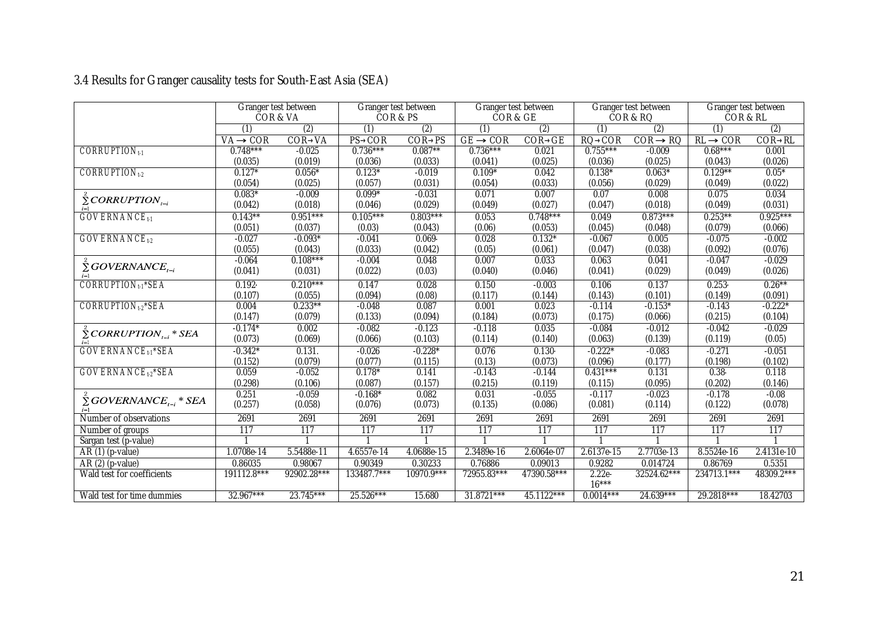### 3.4 Results for Granger causality tests for South-East Asia (SEA)

| | Granger test between COR & VA | | Granger test between COR & PS | | Granger test between COR & GE | | Granger test between COR & RQ | | Granger test between COR & RL | |
|---|---|---|---|---|---|---|---|---|---|---|
| | (1) | (2) | (1) | (2) | (1) | (2) | (1) | (2) | (1) | (2) |
| | VA → COR | COR→VA | PS→COR | COR→PS | GE → COR | COR→GE | RQ→COR | COR → RQ | RL → COR | COR→RL |
| CORRUPTION $_{t-1}$ | 0.748*** | -0.025 | 0.736*** | 0.087** | 0.736*** | 0.021 | 0.755*** | -0.009 | 0.68*** | 0.001 |
| | (0.035) | (0.019) | (0.036) | (0.033) | (0.041) | (0.025) | (0.036) | (0.025) | (0.043) | (0.026) |
| CORRUPTION $_{t-2}$ | 0.127* | 0.056* | 0.123* | -0.019 | 0.109* | 0.042 | 0.138* | 0.063* | 0.129** | 0.05* |
| | (0.054) | (0.025) | (0.057) | (0.031) | (0.054) | (0.033) | (0.056) | (0.029) | (0.049) | (0.022) |
| $\sum_{i=1}^{2} CORRUPTION_{t-i}$ | 0.083* | -0.009 | 0.099* | -0.031 | 0.071 | 0.007 | 0.07 | 0.008 | 0.075 | 0.034 |
| | (0.042) | (0.018) | (0.046) | (0.029) | (0.049) | (0.027) | (0.047) | (0.018) | (0.049) | (0.031) |
| GOVERNANCE $_{t-1}$ | 0.143** | 0.951*** | 0.105*** | 0.803*** | 0.053 | 0.748*** | 0.049 | 0.873*** | 0.253** | 0.925*** |
| | (0.051) | (0.037) | (0.03) | (0.043) | (0.06) | (0.053) | (0.045) | (0.048) | (0.079) | (0.066) |
| GOVERNANCE $_{t-2}$ | -0.027 | -0.093* | -0.041 | 0.069. | 0.028 | 0.132* | -0.067 | 0.005 | -0.075 | -0.002 |
| | (0.055) | (0.043) | (0.033) | (0.042) | (0.05) | (0.061) | (0.047) | (0.038) | (0.092) | (0.076) |
| $\sum_{i=1}^{2} GOVERNANCE_{t-i}$ | -0.064 | 0.108*** | -0.004 | 0.048 | 0.007 | 0.033 | 0.063 | 0.041 | -0.047 | -0.029 |
| | (0.041) | (0.031) | (0.022) | (0.03) | (0.040) | (0.046) | (0.041) | (0.029) | (0.049) | (0.026) |
| CORRUPTION $_{t-1}$*SEA | 0.192. | 0.210*** | 0.147 | 0.028 | 0.150 | -0.003 | 0.106 | 0.137 | 0.253. | 0.26** |
| | (0.107) | (0.055) | (0.094) | (0.08) | (0.117) | (0.144) | (0.143) | (0.101) | (0.149) | (0.091) |
| CORRUPTION $_{t-2}$*SEA | 0.004 | 0.233** | -0.048 | 0.087 | 0.001 | 0.023 | -0.114 | -0.153* | -0.143 | -0.222* |
| | (0.147) | (0.079) | (0.133) | (0.094) | (0.184) | (0.073) | (0.175) | (0.066) | (0.215) | (0.104) |
| $\sum_{i=1}^{2} CORRUPTION_{t-i} * SEA$ | -0.174* | 0.002 | -0.082 | -0.123 | -0.118 | 0.035 | -0.084 | -0.012 | -0.042 | -0.029 |
| | (0.073) | (0.069) | (0.066) | (0.103) | (0.114) | (0.140) | (0.063) | (0.139) | (0.119) | (0.05) |
| GOVERNANCE $_{t-1}$*SEA | -0.342* | 0.131. | -0.026 | -0.228* | 0.076 | 0.130. | -0.222* | -0.083 | -0.271 | -0.051 |
| | (0.152) | (0.079) | (0.077) | (0.115) | (0.13) | (0.073) | (0.096) | (0.177) | (0.198) | (0.102) |
| GOVERNANCE $_{t-2}$*SEA | 0.059 | -0.052 | 0.178* | 0.141 | -0.143 | -0.144 | 0.431*** | 0.131 | 0.38. | 0.118 |
| | (0.298) | (0.106) | (0.087) | (0.157) | (0.215) | (0.119) | (0.115) | (0.095) | (0.202) | (0.146) |
| $\sum_{i=1}^{2} GOVERNANCE_{t-i} * SEA$ | 0.251 | -0.059 | -0.168* | 0.082 | 0.031 | -0.055 | -0.117 | -0.023 | -0.178 | -0.08 |
| | (0.257) | (0.058) | (0.076) | (0.073) | (0.135) | (0.086) | (0.081) | (0.114) | (0.122) | (0.078) |
| Number of observations | 2691 | 2691 | 2691 | 2691 | 2691 | 2691 | 2691 | 2691 | 2691 | 2691 |
| Number of groups | 117 | 117 | 117 | 117 | 117 | 117 | 117 | 117 | 117 | 117 |
| Sargan test (p-value) | 1 | 1 | 1 | 1 | 1 | 1 | 1 | 1 | 1 | 1 |
| AR (1) (p-value) | 1.0708e-14 | 5.5488e-11 | 4.6557e-14 | 4.0688e-15 | 2.3489e-16 | 2.6064e-07 | 2.6137e-15 | 2.7703e-13 | 8.5524e-16 | 2.4131e-10 |
| AR (2) (p-value) | 0.86035 | 0.98067 | 0.90349 | 0.30233 | 0.76886 | 0.09013 | 0.9282 | 0.014724 | 0.86769 | 0.5351 |
| Wald test for coefficients | 191112.8*** | 92902.28*** | 133487.7*** | 10970.9*** | 72955.83*** | 47390.58*** | 2.22e-16*** | 32524.62*** | 234713.1*** | 48309.2*** |
| Wald test for time dummies | 32.967*** | 23.745*** | 25.526*** | 15.680 | 31.8721*** | 45.1122*** | 0.0014*** | 24.639*** | 29.2818*** | 18.42703 |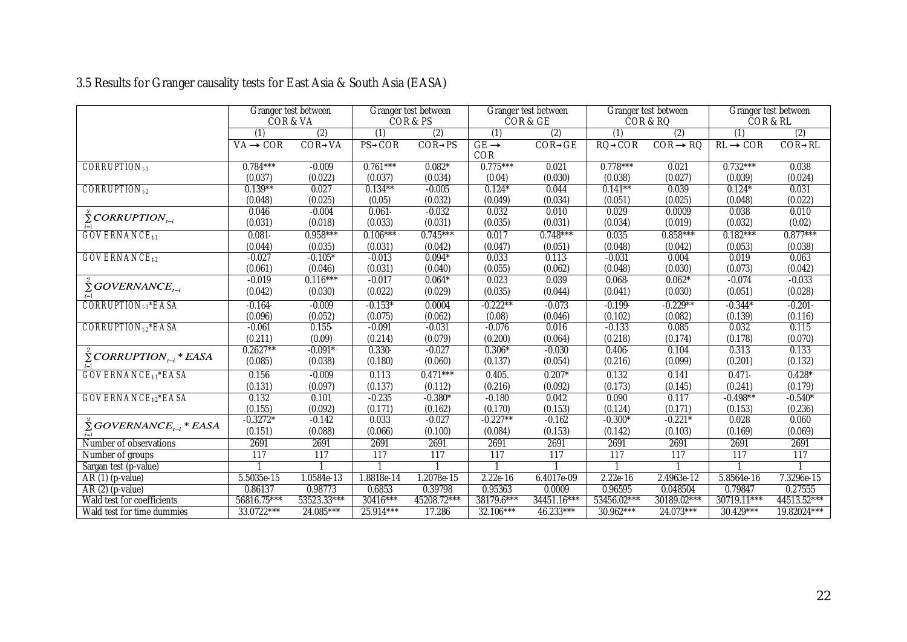### 3.5 Results for Granger causality tests for East Asia & South Asia (EASA)

| | Granger test between COR & VA | | Granger test between COR & PS | | Granger test between COR & GE | | Granger test between COR & RQ | | Granger test between COR & RL | |
|---|---|---|---|---|---|---|---|---|---|---|
| | (1) | (2) | (1) | (2) | (1) | (2) | (1) | (2) | (1) | (2) |
| | VA → COR | COR→VA | PS→COR | COR→PS | GE → COR | COR→GE | RQ→COR | COR → RQ | RL → COR | COR→RL |
| CORRUPTION $_{t-1}$ | 0.784*** | -0.009 | 0.761*** | 0.082* | 0.775*** | 0.021 | 0.778*** | 0.021 | 0.732*** | 0.038 |
| | (0.037) | (0.022) | (0.037) | (0.034) | (0.04) | (0.030) | (0.038) | (0.027) | (0.039) | (0.024) |
| CORRUPTION $_{t-2}$ | 0.139** | 0.027 | 0.134** | -0.005 | 0.124* | 0.044 | 0.141** | 0.039 | 0.124* | 0.031 |
| | (0.048) | (0.025) | (0.05) | (0.032) | (0.049) | (0.034) | (0.051) | (0.025) | (0.048) | (0.022) |
| $\sum_{i=1}^{2} CORRUPTION_{t-i}$ | 0.046 | -0.004 | 0.061· | -0.032 | 0.032 | 0.010 | 0.029 | 0.0009 | 0.038 | 0.010 |
| | (0.031) | (0.018) | (0.033) | (0.031) | (0.035) | (0.031) | (0.034) | (0.019) | (0.032) | (0.02) |
| GOVERNANCE $_{t-1}$ | 0.081· | 0.958*** | 0.106*** | 0.745*** | 0.017 | 0.748*** | 0.035 | 0.858*** | 0.182*** | 0.877*** |
| | (0.044) | (0.035) | (0.031) | (0.042) | (0.047) | (0.051) | (0.048) | (0.042) | (0.053) | (0.038) |
| GOVERNANCE $_{t-2}$ | -0.027 | -0.105* | -0.013 | 0.094* | 0.033 | 0.113· | -0.031 | 0.004 | 0.019 | 0.063 |
| | (0.061) | (0.046) | (0.031) | (0.040) | (0.055) | (0.062) | (0.048) | (0.030) | (0.073) | (0.042) |
| $\sum_{i=1}^{2} GOVERNANCE_{t-i}$ | -0.019 | 0.116*** | -0.017 | 0.064* | 0.023 | 0.039 | 0.068· | 0.062* | -0.074 | -0.033 |
| | (0.042) | (0.030) | (0.022) | (0.029) | (0.035) | (0.044) | (0.041) | (0.030) | (0.051) | (0.028) |
| CORRUPTION $_{t-1}$*EASA | -0.164· | -0.009 | -0.153* | 0.0004 | -0.222** | -0.073 | -0.199· | -0.229** | -0.344* | -0.201· |
| | (0.096) | (0.052) | (0.075) | (0.062) | (0.08) | (0.046) | (0.102) | (0.082) | (0.139) | (0.116) |
| CORRUPTION $_{t-2}$*EASA | -0.061 | 0.155· | -0.091 | -0.031 | -0.076 | 0.016 | -0.133 | 0.085 | 0.032 | 0.115 |
| | (0.211) | (0.09) | (0.214) | (0.079) | (0.200) | (0.064) | (0.218) | (0.174) | (0.178) | (0.070) |
| $\sum_{i=1}^{2} CORRUPTION_{t-i} * EASA$ | 0.2627** | -0.091* | 0.330· | -0.027 | 0.306* | -0.030 | 0.406· | 0.104 | 0.313 | 0.133 |
| | (0.085) | (0.038) | (0.180) | (0.060) | (0.137) | (0.054) | (0.216) | (0.099) | (0.201) | (0.132) |
| GOVERNANCE $_{t-1}$*EASA | 0.156 | -0.009 | 0.113 | 0.471*** | 0.405. | 0.207* | 0.132 | 0.141 | 0.471· | 0.428* |
| | (0.131) | (0.097) | (0.137) | (0.112) | (0.216) | (0.092) | (0.173) | (0.145) | (0.241) | (0.179) |
| GOVERNANCE $_{t-2}$*EASA | 0.132 | 0.101 | -0.235 | -0.380* | -0.180 | 0.042 | 0.090 | 0.117 | -0.498** | -0.540* |
| | (0.155) | (0.092) | (0.171) | (0.162) | (0.170) | (0.153) | (0.124) | (0.171) | (0.153) | (0.236) |
| $\sum_{i=1}^{2} GOVERNANCE_{t-i} * EASA$ | -0.3272* | -0.142 | 0.033 | -0.027 | -0.227** | -0.162 | -0.300* | -0.221* | 0.028 | 0.060 |
| | (0.151) | (0.088) | (0.066) | (0.100) | (0.084) | (0.153) | (0.142) | (0.103) | (0.169) | (0.069) |
| Number of observations | 2691 | 2691 | 2691 | 2691 | 2691 | 2691 | 2691 | 2691 | 2691 | 2691 |
| Number of groups | 117 | 117 | 117 | 117 | 117 | 117 | 117 | 117 | 117 | 117 |
| Sargan test (p-value) | 1 | 1 | 1 | 1 | 1 | 1 | 1 | 1 | 1 | 1 |
| AR (1) (p-value) | 5.5035e-15 | 1.0584e-13 | 1.8818e-14 | 1.2078e-15 | 2.22e-16 | 6.4017e-09 | 2.22e-16 | 2.4963e-12 | 5.8564e-16 | 7.3296e-15 |
| AR (2) (p-value) | 0.86137 | 0.98773 | 0.6853 | 0.39798 | 0.95363 | 0.0009 | 0.96595 | 0.048504 | 0.79847 | 0.27555 |
| Wald test for coefficients | 56816.75*** | 53523.33*** | 30416*** | 45208.72*** | 38179.6*** | 34451.16*** | 53456.02*** | 30189.02*** | 30719.11*** | 44513.52*** |
| Wald test for time dummies | 33.0722*** | 24.085*** | 25.914*** | 17.286 | 32.106*** | 46.233*** | 30.962*** | 24.073*** | 30.429*** | 19.82024*** |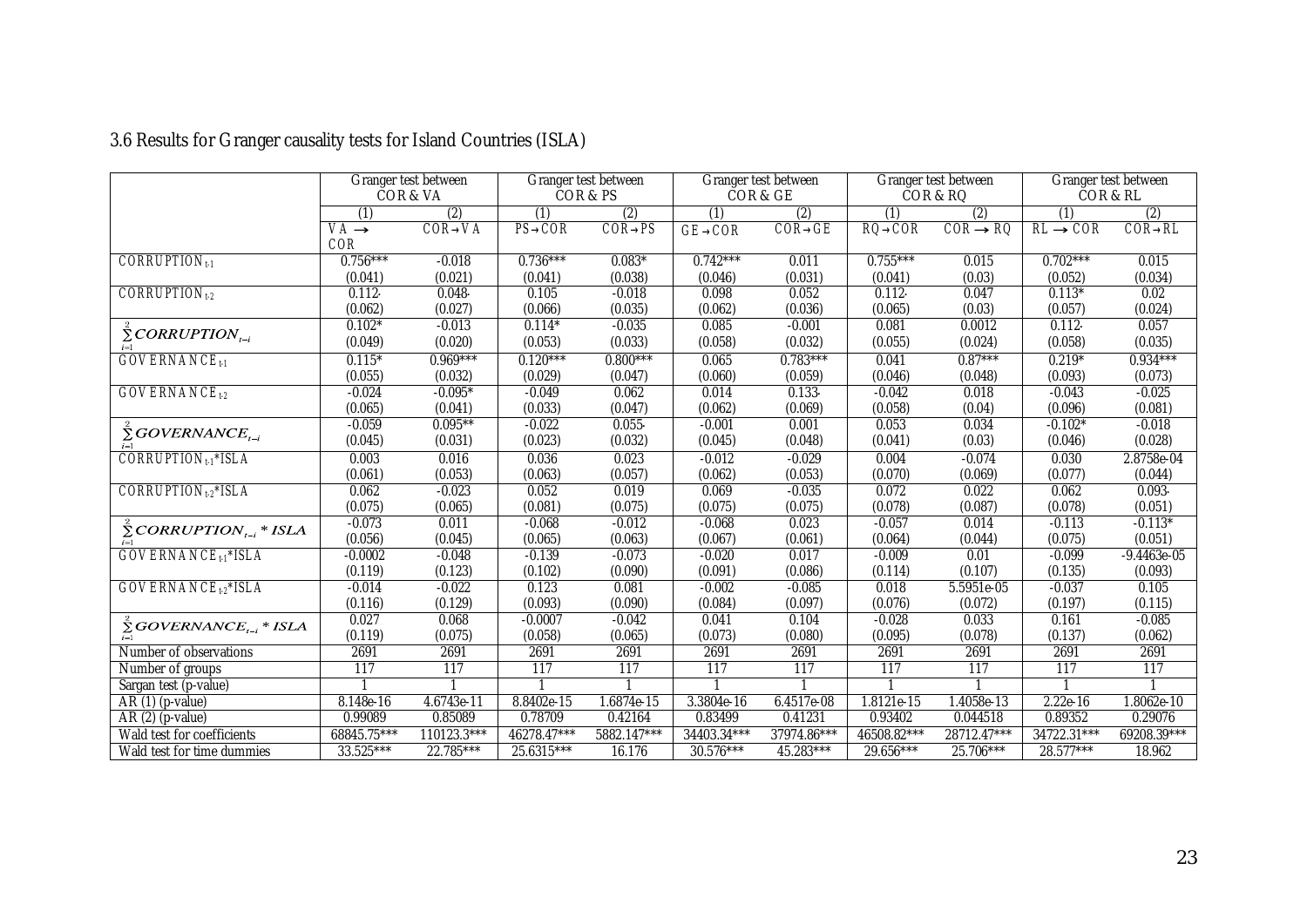### 3.6 Results for Granger causality tests for Island Countries (ISLA)

| | Granger test between COR & VA | | Granger test between COR & PS | | Granger test between COR & GE | | Granger test between COR & RQ | | Granger test between COR & RL | |
|---|---|---|---|---|---|---|---|---|---|---|
| | (1) | (2) | (1) | (2) | (1) | (2) | (1) | (2) | (1) | (2) |
| | VA → COR | COR→VA | PS→COR | COR→PS | GE→COR | COR→GE | RQ→COR | COR → RQ | RL → COR | COR→RL |
| $CORRUPTION_{t-1}$ | 0.756*** | -0.018 | 0.736*** | 0.083* | 0.742*** | 0.011 | 0.755*** | 0.015 | 0.702*** | 0.015 |
| | (0.041) | (0.021) | (0.041) | (0.038) | (0.046) | (0.031) | (0.041) | (0.03) | (0.052) | (0.034) |
| $CORRUPTION_{t-2}$ | 0.112· | 0.048· | 0.105 | -0.018 | 0.098 | 0.052 | 0.112· | 0.047 | 0.113* | 0.02 |
| | (0.062) | (0.027) | (0.066) | (0.035) | (0.062) | (0.036) | (0.065) | (0.03) | (0.057) | (0.024) |
| $\sum_{i=1}^{2} CORRUPTION_{t-i}$ | 0.102* | -0.013 | 0.114* | -0.035 | 0.085 | -0.001 | 0.081 | 0.0012 | 0.112· | 0.057 |
| | (0.049) | (0.020) | (0.053) | (0.033) | (0.058) | (0.032) | (0.055) | (0.024) | (0.058) | (0.035) |
| $GOVERNANCE_{t-1}$ | 0.115* | 0.969*** | 0.120*** | 0.800*** | 0.065 | 0.783*** | 0.041 | 0.87*** | 0.219* | 0.934*** |
| | (0.055) | (0.032) | (0.029) | (0.047) | (0.060) | (0.059) | (0.046) | (0.048) | (0.093) | (0.073) |
| $GOVERNANCE_{t-2}$ | -0.024 | -0.095* | -0.049 | 0.062 | 0.014 | 0.133· | -0.042 | 0.018 | -0.043 | -0.025 |
| | (0.065) | (0.041) | (0.033) | (0.047) | (0.062) | (0.069) | (0.058) | (0.04) | (0.096) | (0.081) |
| $\sum_{i=1}^{2} GOVERNANCE_{t-i}$ | -0.059 | 0.095** | -0.022 | 0.055· | -0.001 | 0.001 | 0.053 | 0.034 | -0.102* | -0.018 |
| | (0.045) | (0.031) | (0.023) | (0.032) | (0.045) | (0.048) | (0.041) | (0.03) | (0.046) | (0.028) |
| $CORRUPTION_{t-1}$*ISLA | 0.003 | 0.016 | 0.036 | 0.023 | -0.012 | -0.029 | 0.004 | -0.074 | 0.030 | 2.8758e-04 |
| | (0.061) | (0.053) | (0.063) | (0.057) | (0.062) | (0.053) | (0.070) | (0.069) | (0.077) | (0.044) |
| $CORRUPTION_{t-2}$*ISLA | 0.062 | -0.023 | 0.052 | 0.019 | 0.069 | -0.035 | 0.072 | 0.022 | 0.062 | 0.093· |
| | (0.075) | (0.065) | (0.081) | (0.075) | (0.075) | (0.075) | (0.078) | (0.087) | (0.078) | (0.051) |
| $\sum_{i=1}^{2} CORRUPTION_{t-i} * ISLA$ | -0.073 | 0.011 | -0.068 | -0.012 | -0.068 | 0.023 | -0.057 | 0.014 | -0.113 | -0.113* |
| | (0.056) | (0.045) | (0.065) | (0.063) | (0.067) | (0.061) | (0.064) | (0.044) | (0.075) | (0.051) |
| $GOVERNANCE_{t-1}$*ISLA | -0.0002 | -0.048 | -0.139 | -0.073 | -0.020 | 0.017 | -0.009 | 0.01 | -0.099 | -9.4463e-05 |
| | (0.119) | (0.123) | (0.102) | (0.090) | (0.091) | (0.086) | (0.114) | (0.107) | (0.135) | (0.093) |
| $GOVERNANCE_{t-2}$*ISLA | -0.014 | -0.022 | 0.123 | 0.081 | -0.002 | -0.085 | 0.018 | 5.5951e-05 | -0.037 | 0.105 |
| | (0.116) | (0.129) | (0.093) | (0.090) | (0.084) | (0.097) | (0.076) | (0.072) | (0.197) | (0.115) |
| $\sum_{i=1}^{2} GOVERNANCE_{t-i} * ISLA$ | 0.027 | 0.068 | -0.0007 | -0.042 | 0.041 | 0.104 | -0.028 | 0.033 | 0.161 | -0.085 |
| | (0.119) | (0.075) | (0.058) | (0.065) | (0.073) | (0.080) | (0.095) | (0.078) | (0.137) | (0.062) |
| Number of observations | 2691 | 2691 | 2691 | 2691 | 2691 | 2691 | 2691 | 2691 | 2691 | 2691 |
| Number of groups | 117 | 117 | 117 | 117 | 117 | 117 | 117 | 117 | 117 | 117 |
| Sargan test (p-value) | 1 | 1 | 1 | 1 | 1 | 1 | 1 | 1 | 1 | 1 |
| AR (1) (p-value) | 8.148e-16 | 4.6743e-11 | 8.8402e-15 | 1.6874e-15 | 3.3804e-16 | 6.4517e-08 | 1.8121e-15 | 1.4058e-13 | 2.22e-16 | 1.8062e-10 |
| AR (2) (p-value) | 0.99089 | 0.85089 | 0.78709 | 0.42164 | 0.83499 | 0.41231 | 0.93402 | 0.044518 | 0.89352 | 0.29076 |
| Wald test for coefficients | 68845.75*** | 110123.3*** | 46278.47*** | 5882.147*** | 34403.34*** | 37974.86*** | 46508.82*** | 28712.47*** | 34722.31*** | 69208.39*** |
| Wald test for time dummies | 33.525*** | 22.785*** | 25.6315*** | 16.176 | 30.576*** | 45.283*** | 29.656*** | 25.706*** | 28.577*** | 18.962 |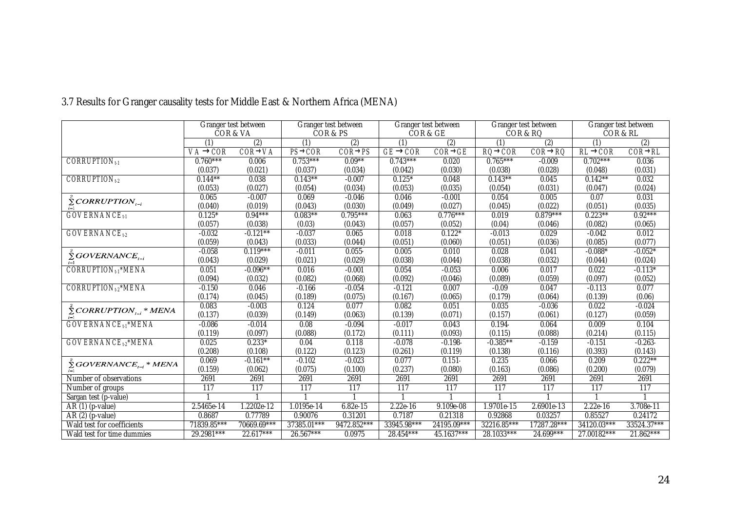### 3.7 Results for Granger causality tests for Middle East & Northern Africa (MENA)

| | Granger test between COR & VA | | Granger test between COR & PS | | Granger test between COR & GE | | Granger test between COR & RQ | | Granger test between COR & RL | |
|---|---|---|---|---|---|---|---|---|---|---|
| | (1) | (2) | (1) | (2) | (1) | (2) | (1) | (2) | (1) | (2) |
| | VA → COR | COR → VA | PS → COR | COR → PS | GE → COR | COR → GE | RQ → COR | COR → RQ | RL → COR | COR → RL |
| $CORRUPTION_{t-1}$ | 0.760*** | 0.006 | 0.753*** | 0.09** | 0.743*** | 0.020 | 0.765*** | -0.009 | 0.702*** | 0.036 |
| | (0.037) | (0.021) | (0.037) | (0.034) | (0.042) | (0.030) | (0.038) | (0.028) | (0.048) | (0.031) |
| $CORRUPTION_{t-2}$ | 0.144** | 0.038 | 0.143** | -0.007 | 0.125* | 0.048 | 0.143** | 0.045 | 0.142** | 0.032 |
| | (0.053) | (0.027) | (0.054) | (0.034) | (0.053) | (0.035) | (0.054) | (0.031) | (0.047) | (0.024) |
| $\sum_{i=1}^{2} CORRUPTION_{t-i}$ | 0.065 | -0.007 | 0.069 | -0.046 | 0.046 | -0.001 | 0.054 | 0.005 | 0.07 | 0.031 |
| | (0.040) | (0.019) | (0.043) | (0.030) | (0.049) | (0.027) | (0.045) | (0.022) | (0.051) | (0.035) |
| $GOVERNANCE_{t-1}$ | 0.125* | 0.94*** | 0.083** | 0.795*** | 0.063 | 0.776*** | 0.019 | 0.879*** | 0.223** | 0.92*** |
| | (0.057) | (0.038) | (0.03) | (0.043) | (0.057) | (0.052) | (0.04) | (0.046) | (0.082) | (0.065) |
| $GOVERNANCE_{t-2}$ | -0.032 | -0.121** | -0.037 | 0.065 | 0.018 | 0.122* | -0.013 | 0.029 | -0.042 | 0.012 |
| | (0.059) | (0.043) | (0.033) | (0.044) | (0.051) | (0.060) | (0.051) | (0.036) | (0.085) | (0.077) |
| $\sum_{i=1}^{2} GOVERNANCE_{t-i}$ | -0.058 | 0.119*** | -0.011 | 0.055· | 0.005 | 0.010 | 0.028 | 0.041 | -0.088* | -0.052* |
| | (0.043) | (0.029) | (0.021) | (0.029) | (0.038) | (0.044) | (0.038) | (0.032) | (0.044) | (0.024) |
| $CORRUPTION_{t-1}$*MENA | 0.051 | -0.096** | 0.016 | -0.001 | 0.054 | -0.053 | 0.006 | 0.017 | 0.022 | -0.113* |
| | (0.094) | (0.032) | (0.082) | (0.068) | (0.092) | (0.046) | (0.089) | (0.059) | (0.097) | (0.052) |
| $CORRUPTION_{t-2}$*MENA | -0.150 | 0.046 | -0.166 | -0.054 | -0.121 | 0.007 | -0.09 | 0.047 | -0.113 | 0.077 |
| | (0.174) | (0.045) | (0.189) | (0.075) | (0.167) | (0.065) | (0.179) | (0.064) | (0.139) | (0.06) |
| $\sum_{i=1}^{2} CORRUPTION_{t-i} * MENA$ | 0.083 | -0.003 | 0.124 | 0.077 | 0.082 | 0.051 | 0.035 | -0.036 | 0.022 | -0.024 |
| | (0.137) | (0.039) | (0.149) | (0.063) | (0.139) | (0.071) | (0.157) | (0.061) | (0.127) | (0.059) |
| $GOVERNANCE_{t-1}$*MENA | -0.086 | -0.014 | 0.08 | -0.094 | -0.017 | 0.043 | 0.194· | 0.064 | 0.009 | 0.104 |
| | (0.119) | (0.097) | (0.088) | (0.172) | (0.111) | (0.093) | (0.115) | (0.088) | (0.214) | (0.115) |
| $GOVERNANCE_{t-2}$*MENA | 0.025 | 0.233* | 0.04 | 0.118 | -0.078 | -0.198· | -0.385** | -0.159 | -0.151 | -0.263· |
| | (0.208) | (0.108) | (0.122) | (0.123) | (0.261) | (0.119) | (0.138) | (0.116) | (0.393) | (0.143) |
| $\sum_{i=1}^{2} GOVERNANCE_{t-i} * MENA$ | 0.069 | -0.161** | -0.102 | -0.023 | 0.077 | 0.151· | 0.235 | 0.066 | 0.209 | 0.222** |
| | (0.159) | (0.062) | (0.075) | (0.100) | (0.237) | (0.080) | (0.163) | (0.086) | (0.200) | (0.079) |
| Number of observations | 2691 | 2691 | 2691 | 2691 | 2691 | 2691 | 2691 | 2691 | 2691 | 2691 |
| Number of groups | 117 | 117 | 117 | 117 | 117 | 117 | 117 | 117 | 117 | 117 |
| Sargan test (p-value) | 1 | 1 | 1 | 1 | 1 | 1 | 1 | 1 | 1 | 1 |
| AR (1) (p-value) | 2.5465e-14 | 1.2202e-12 | 1.0195e-14 | 6.82e-15 | 2.22e-16 | 9.109e-08 | 1.9701e-15 | 2.6901e-13 | 2.22e-16 | 3.708e-11 |
| AR (2) (p-value) | 0.8687 | 0.77789 | 0.90076 | 0.31201 | 0.7187 | 0.21318 | 0.92868 | 0.03257 | 0.85527 | 0.24172 |
| Wald test for coefficients | 71839.85*** | 70669.69*** | 37385.01*** | 9472.852*** | 33945.98*** | 24195.09*** | 32216.85*** | 17287.28*** | 34120.03*** | 33524.37*** |
| Wald test for time dummies | 29.2981*** | 22.617*** | 26.567*** | 0.0975 | 28.454*** | 45.1637*** | 28.1033*** | 24.699*** | 27.00182*** | 21.862*** |